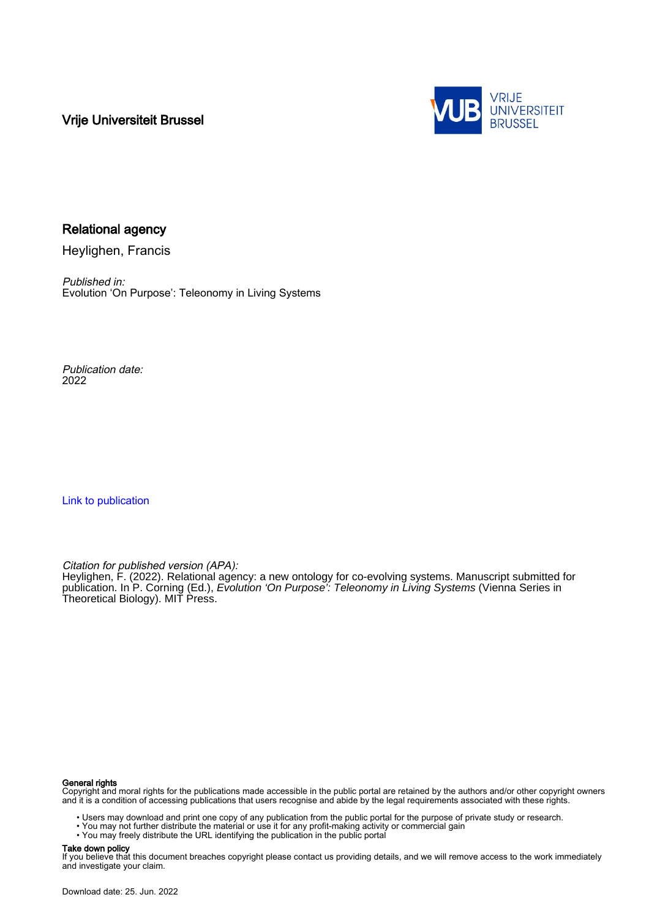Vrije Universiteit Brussel

VRIJE UNIVERSITEIT BRUSSEL

# Relational agency

Heylighen, Francis

*Published in:*
Evolution 'On Purpose': Teleonomy in Living Systems

*Publication date:*
2022

Link to publication

*Citation for published version (APA):*
Heylighen, F. (2022). Relational agency: a new ontology for co-evolving systems. Manuscript submitted for publication. In P. Corning (Ed.), *Evolution 'On Purpose': Teleonomy in Living Systems* (Vienna Series in Theoretical Biology). MIT Press.

**General rights**
Copyright and moral rights for the publications made accessible in the public portal are retained by the authors and/or other copyright owners and it is a condition of accessing publications that users recognise and abide by the legal requirements associated with these rights.

- Users may download and print one copy of any publication from the public portal for the purpose of private study or research.
- You may not further distribute the material or use it for any profit-making activity or commercial gain
- You may freely distribute the URL identifying the publication in the public portal

**Take down policy**
If you believe that this document breaches copyright please contact us providing details, and we will remove access to the work immediately and investigate your claim.

Download date: 25. Jun. 2022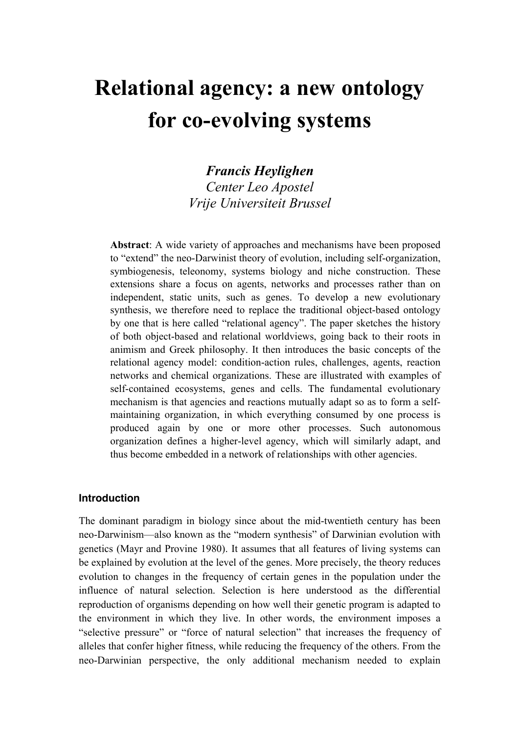# Relational agency: a new ontology for co-evolving systems

***Francis Heylighen***
*Center Leo Apostel*
*Vrije Universiteit Brussel*

**Abstract**: A wide variety of approaches and mechanisms have been proposed to "extend" the neo-Darwinist theory of evolution, including self-organization, symbiogenesis, teleonomy, systems biology and niche construction. These extensions share a focus on agents, networks and processes rather than on independent, static units, such as genes. To develop a new evolutionary synthesis, we therefore need to replace the traditional object-based ontology by one that is here called "relational agency". The paper sketches the history of both object-based and relational worldviews, going back to their roots in animism and Greek philosophy. It then introduces the basic concepts of the relational agency model: condition-action rules, challenges, agents, reaction networks and chemical organizations. These are illustrated with examples of self-contained ecosystems, genes and cells. The fundamental evolutionary mechanism is that agencies and reactions mutually adapt so as to form a self-maintaining organization, in which everything consumed by one process is produced again by one or more other processes. Such autonomous organization defines a higher-level agency, which will similarly adapt, and thus become embedded in a network of relationships with other agencies.

## Introduction

The dominant paradigm in biology since about the mid-twentieth century has been neo-Darwinism—also known as the "modern synthesis" of Darwinian evolution with genetics (Mayr and Provine 1980). It assumes that all features of living systems can be explained by evolution at the level of the genes. More precisely, the theory reduces evolution to changes in the frequency of certain genes in the population under the influence of natural selection. Selection is here understood as the differential reproduction of organisms depending on how well their genetic program is adapted to the environment in which they live. In other words, the environment imposes a "selective pressure" or "force of natural selection" that increases the frequency of alleles that confer higher fitness, while reducing the frequency of the others. From the neo-Darwinian perspective, the only additional mechanism needed to explain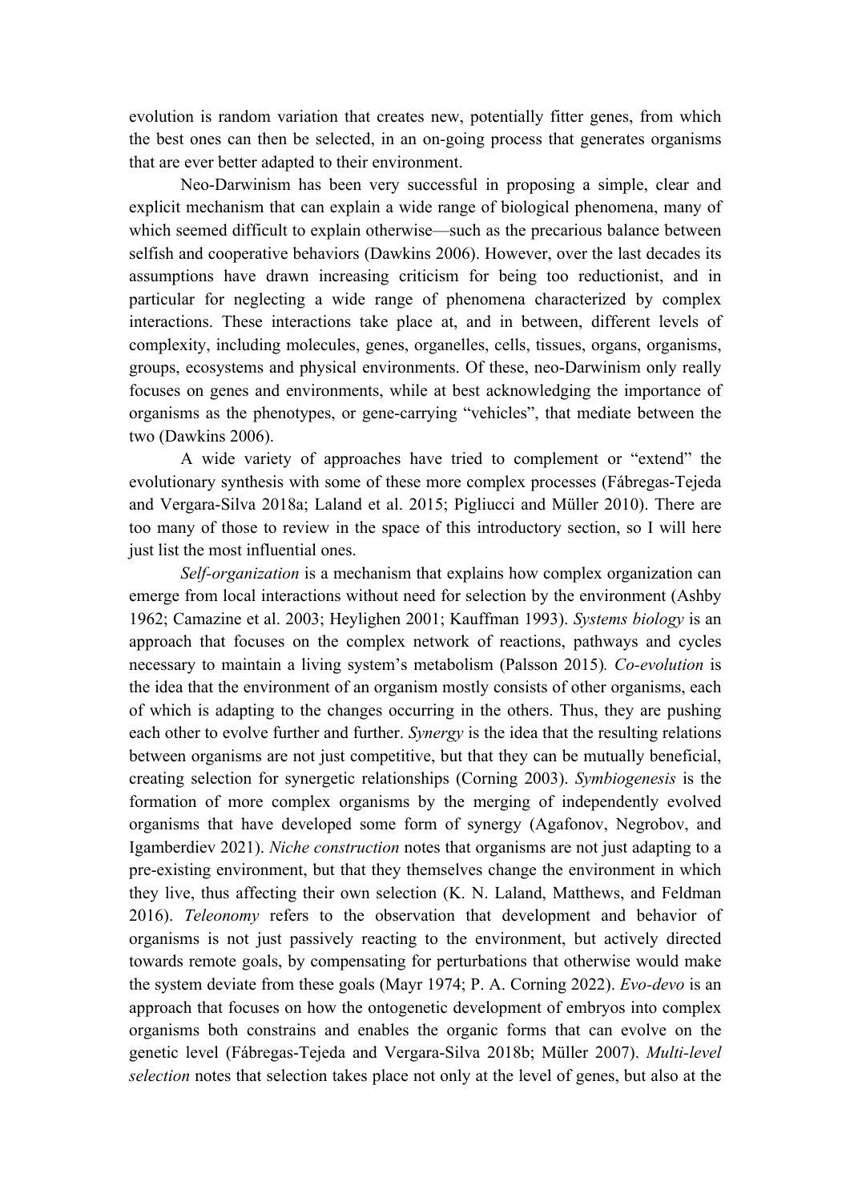evolution is random variation that creates new, potentially fitter genes, from which the best ones can then be selected, in an on-going process that generates organisms that are ever better adapted to their environment.

Neo-Darwinism has been very successful in proposing a simple, clear and explicit mechanism that can explain a wide range of biological phenomena, many of which seemed difficult to explain otherwise—such as the precarious balance between selfish and cooperative behaviors (Dawkins 2006). However, over the last decades its assumptions have drawn increasing criticism for being too reductionist, and in particular for neglecting a wide range of phenomena characterized by complex interactions. These interactions take place at, and in between, different levels of complexity, including molecules, genes, organelles, cells, tissues, organs, organisms, groups, ecosystems and physical environments. Of these, neo-Darwinism only really focuses on genes and environments, while at best acknowledging the importance of organisms as the phenotypes, or gene-carrying "vehicles", that mediate between the two (Dawkins 2006).

A wide variety of approaches have tried to complement or "extend" the evolutionary synthesis with some of these more complex processes (Fábregas-Tejeda and Vergara-Silva 2018a; Laland et al. 2015; Pigliucci and Müller 2010). There are too many of those to review in the space of this introductory section, so I will here just list the most influential ones.

*Self-organization* is a mechanism that explains how complex organization can emerge from local interactions without need for selection by the environment (Ashby 1962; Camazine et al. 2003; Heylighen 2001; Kauffman 1993). *Systems biology* is an approach that focuses on the complex network of reactions, pathways and cycles necessary to maintain a living system's metabolism (Palsson 2015). *Co-evolution* is the idea that the environment of an organism mostly consists of other organisms, each of which is adapting to the changes occurring in the others. Thus, they are pushing each other to evolve further and further. *Synergy* is the idea that the resulting relations between organisms are not just competitive, but that they can be mutually beneficial, creating selection for synergetic relationships (Corning 2003). *Symbiogenesis* is the formation of more complex organisms by the merging of independently evolved organisms that have developed some form of synergy (Agafonov, Negrobov, and Igamberdiev 2021). *Niche construction* notes that organisms are not just adapting to a pre-existing environment, but that they themselves change the environment in which they live, thus affecting their own selection (K. N. Laland, Matthews, and Feldman 2016). *Teleonomy* refers to the observation that development and behavior of organisms is not just passively reacting to the environment, but actively directed towards remote goals, by compensating for perturbations that otherwise would make the system deviate from these goals (Mayr 1974; P. A. Corning 2022). *Evo-devo* is an approach that focuses on how the ontogenetic development of embryos into complex organisms both constrains and enables the organic forms that can evolve on the genetic level (Fábregas-Tejeda and Vergara-Silva 2018b; Müller 2007). *Multi-level selection* notes that selection takes place not only at the level of genes, but also at the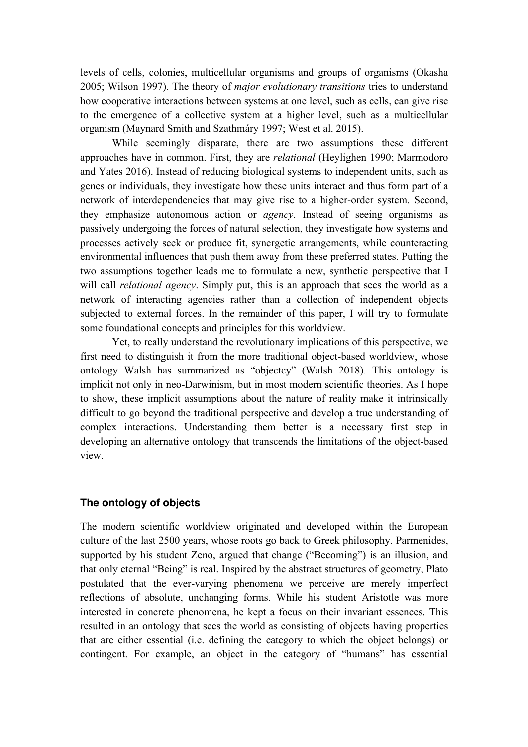levels of cells, colonies, multicellular organisms and groups of organisms (Okasha 2005; Wilson 1997). The theory of *major evolutionary transitions* tries to understand how cooperative interactions between systems at one level, such as cells, can give rise to the emergence of a collective system at a higher level, such as a multicellular organism (Maynard Smith and Szathmáry 1997; West et al. 2015).

While seemingly disparate, there are two assumptions these different approaches have in common. First, they are *relational* (Heylighen 1990; Marmodoro and Yates 2016). Instead of reducing biological systems to independent units, such as genes or individuals, they investigate how these units interact and thus form part of a network of interdependencies that may give rise to a higher-order system. Second, they emphasize autonomous action or *agency*. Instead of seeing organisms as passively undergoing the forces of natural selection, they investigate how systems and processes actively seek or produce fit, synergetic arrangements, while counteracting environmental influences that push them away from these preferred states. Putting the two assumptions together leads me to formulate a new, synthetic perspective that I will call *relational agency*. Simply put, this is an approach that sees the world as a network of interacting agencies rather than a collection of independent objects subjected to external forces. In the remainder of this paper, I will try to formulate some foundational concepts and principles for this worldview.

Yet, to really understand the revolutionary implications of this perspective, we first need to distinguish it from the more traditional object-based worldview, whose ontology Walsh has summarized as "objectcy" (Walsh 2018). This ontology is implicit not only in neo-Darwinism, but in most modern scientific theories. As I hope to show, these implicit assumptions about the nature of reality make it intrinsically difficult to go beyond the traditional perspective and develop a true understanding of complex interactions. Understanding them better is a necessary first step in developing an alternative ontology that transcends the limitations of the object-based view.

## The ontology of objects

The modern scientific worldview originated and developed within the European culture of the last 2500 years, whose roots go back to Greek philosophy. Parmenides, supported by his student Zeno, argued that change ("Becoming") is an illusion, and that only eternal "Being" is real. Inspired by the abstract structures of geometry, Plato postulated that the ever-varying phenomena we perceive are merely imperfect reflections of absolute, unchanging forms. While his student Aristotle was more interested in concrete phenomena, he kept a focus on their invariant essences. This resulted in an ontology that sees the world as consisting of objects having properties that are either essential (i.e. defining the category to which the object belongs) or contingent. For example, an object in the category of "humans" has essential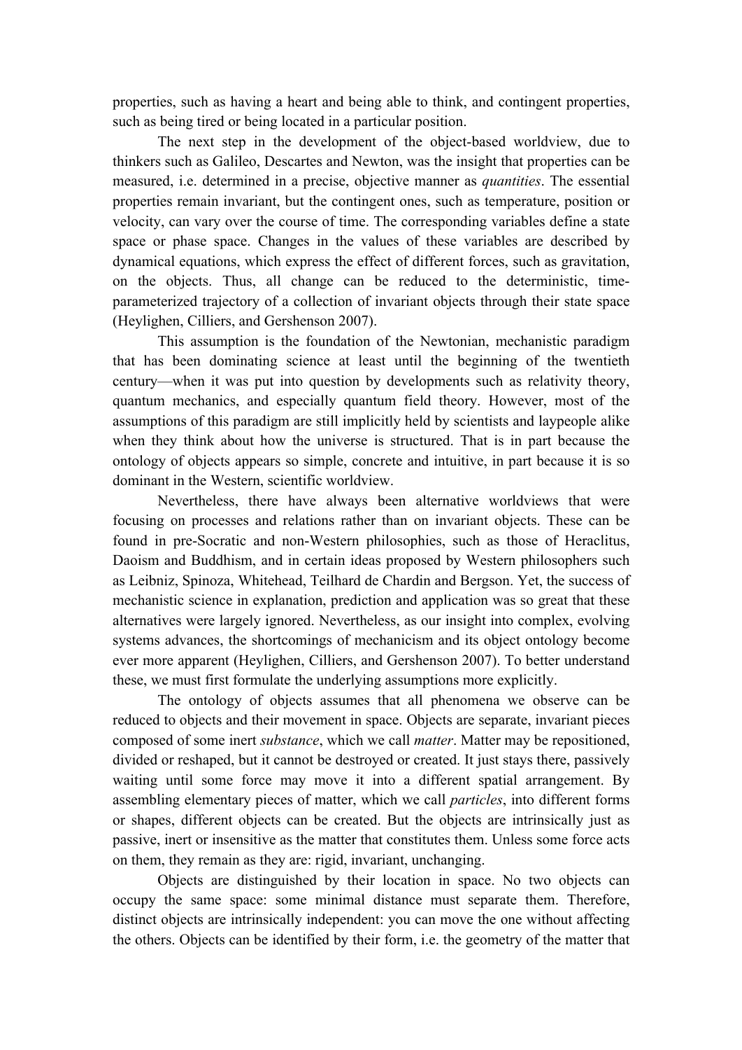properties, such as having a heart and being able to think, and contingent properties, such as being tired or being located in a particular position.

The next step in the development of the object-based worldview, due to thinkers such as Galileo, Descartes and Newton, was the insight that properties can be measured, i.e. determined in a precise, objective manner as *quantities*. The essential properties remain invariant, but the contingent ones, such as temperature, position or velocity, can vary over the course of time. The corresponding variables define a state space or phase space. Changes in the values of these variables are described by dynamical equations, which express the effect of different forces, such as gravitation, on the objects. Thus, all change can be reduced to the deterministic, time-parameterized trajectory of a collection of invariant objects through their state space (Heylighen, Cilliers, and Gershenson 2007).

This assumption is the foundation of the Newtonian, mechanistic paradigm that has been dominating science at least until the beginning of the twentieth century—when it was put into question by developments such as relativity theory, quantum mechanics, and especially quantum field theory. However, most of the assumptions of this paradigm are still implicitly held by scientists and laypeople alike when they think about how the universe is structured. That is in part because the ontology of objects appears so simple, concrete and intuitive, in part because it is so dominant in the Western, scientific worldview.

Nevertheless, there have always been alternative worldviews that were focusing on processes and relations rather than on invariant objects. These can be found in pre-Socratic and non-Western philosophies, such as those of Heraclitus, Daoism and Buddhism, and in certain ideas proposed by Western philosophers such as Leibniz, Spinoza, Whitehead, Teilhard de Chardin and Bergson. Yet, the success of mechanistic science in explanation, prediction and application was so great that these alternatives were largely ignored. Nevertheless, as our insight into complex, evolving systems advances, the shortcomings of mechanicism and its object ontology become ever more apparent (Heylighen, Cilliers, and Gershenson 2007). To better understand these, we must first formulate the underlying assumptions more explicitly.

The ontology of objects assumes that all phenomena we observe can be reduced to objects and their movement in space. Objects are separate, invariant pieces composed of some inert *substance*, which we call *matter*. Matter may be repositioned, divided or reshaped, but it cannot be destroyed or created. It just stays there, passively waiting until some force may move it into a different spatial arrangement. By assembling elementary pieces of matter, which we call *particles*, into different forms or shapes, different objects can be created. But the objects are intrinsically just as passive, inert or insensitive as the matter that constitutes them. Unless some force acts on them, they remain as they are: rigid, invariant, unchanging.

Objects are distinguished by their location in space. No two objects can occupy the same space: some minimal distance must separate them. Therefore, distinct objects are intrinsically independent: you can move the one without affecting the others. Objects can be identified by their form, i.e. the geometry of the matter that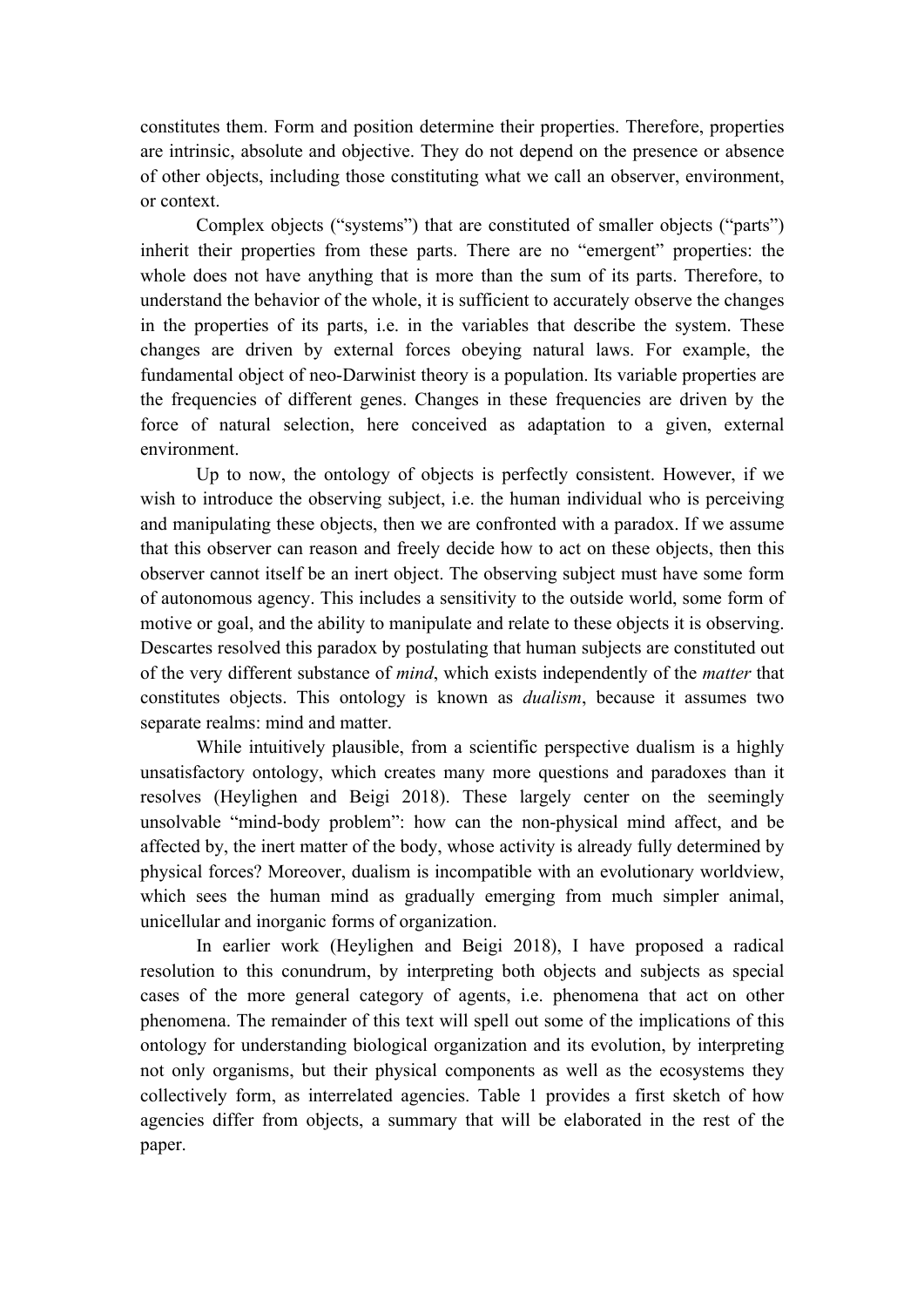constitutes them. Form and position determine their properties. Therefore, properties are intrinsic, absolute and objective. They do not depend on the presence or absence of other objects, including those constituting what we call an observer, environment, or context.

Complex objects ("systems") that are constituted of smaller objects ("parts") inherit their properties from these parts. There are no "emergent" properties: the whole does not have anything that is more than the sum of its parts. Therefore, to understand the behavior of the whole, it is sufficient to accurately observe the changes in the properties of its parts, i.e. in the variables that describe the system. These changes are driven by external forces obeying natural laws. For example, the fundamental object of neo-Darwinist theory is a population. Its variable properties are the frequencies of different genes. Changes in these frequencies are driven by the force of natural selection, here conceived as adaptation to a given, external environment.

Up to now, the ontology of objects is perfectly consistent. However, if we wish to introduce the observing subject, i.e. the human individual who is perceiving and manipulating these objects, then we are confronted with a paradox. If we assume that this observer can reason and freely decide how to act on these objects, then this observer cannot itself be an inert object. The observing subject must have some form of autonomous agency. This includes a sensitivity to the outside world, some form of motive or goal, and the ability to manipulate and relate to these objects it is observing. Descartes resolved this paradox by postulating that human subjects are constituted out of the very different substance of *mind*, which exists independently of the *matter* that constitutes objects. This ontology is known as *dualism*, because it assumes two separate realms: mind and matter.

While intuitively plausible, from a scientific perspective dualism is a highly unsatisfactory ontology, which creates many more questions and paradoxes than it resolves (Heylighen and Beigi 2018). These largely center on the seemingly unsolvable "mind-body problem": how can the non-physical mind affect, and be affected by, the inert matter of the body, whose activity is already fully determined by physical forces? Moreover, dualism is incompatible with an evolutionary worldview, which sees the human mind as gradually emerging from much simpler animal, unicellular and inorganic forms of organization.

In earlier work (Heylighen and Beigi 2018), I have proposed a radical resolution to this conundrum, by interpreting both objects and subjects as special cases of the more general category of agents, i.e. phenomena that act on other phenomena. The remainder of this text will spell out some of the implications of this ontology for understanding biological organization and its evolution, by interpreting not only organisms, but their physical components as well as the ecosystems they collectively form, as interrelated agencies. Table 1 provides a first sketch of how agencies differ from objects, a summary that will be elaborated in the rest of the paper.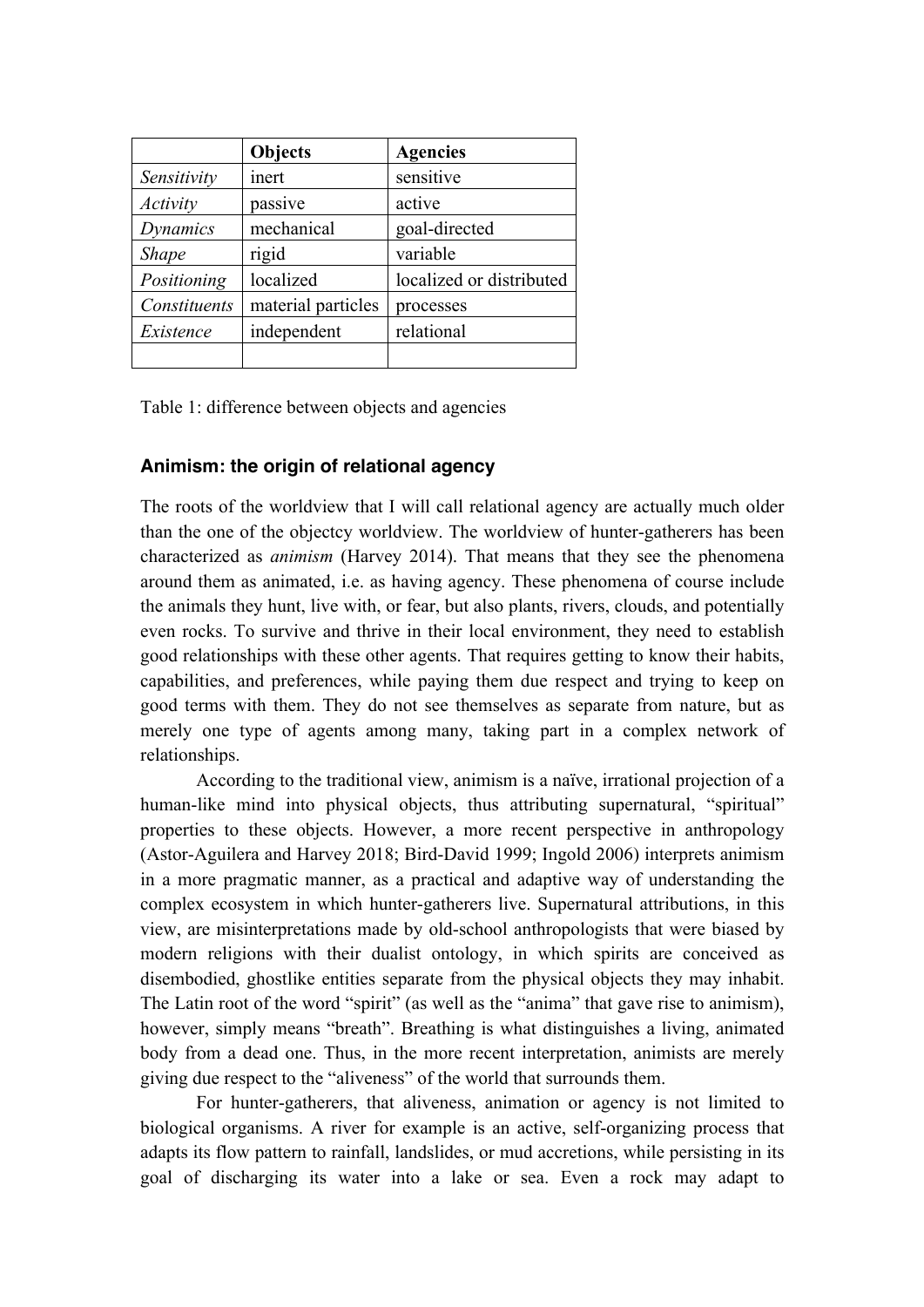| | **Objects** | **Agencies** |
|---|---|---|
| *Sensitivity* | inert | sensitive |
| *Activity* | passive | active |
| *Dynamics* | mechanical | goal-directed |
| *Shape* | rigid | variable |
| *Positioning* | localized | localized or distributed |
| *Constituents* | material particles | processes |
| *Existence* | independent | relational |
| | | |

Table 1: difference between objects and agencies

### Animism: the origin of relational agency

The roots of the worldview that I will call relational agency are actually much older than the one of the objectcy worldview. The worldview of hunter-gatherers has been characterized as *animism* (Harvey 2014). That means that they see the phenomena around them as animated, i.e. as having agency. These phenomena of course include the animals they hunt, live with, or fear, but also plants, rivers, clouds, and potentially even rocks. To survive and thrive in their local environment, they need to establish good relationships with these other agents. That requires getting to know their habits, capabilities, and preferences, while paying them due respect and trying to keep on good terms with them. They do not see themselves as separate from nature, but as merely one type of agents among many, taking part in a complex network of relationships.

According to the traditional view, animism is a naïve, irrational projection of a human-like mind into physical objects, thus attributing supernatural, "spiritual" properties to these objects. However, a more recent perspective in anthropology (Astor-Aguilera and Harvey 2018; Bird-David 1999; Ingold 2006) interprets animism in a more pragmatic manner, as a practical and adaptive way of understanding the complex ecosystem in which hunter-gatherers live. Supernatural attributions, in this view, are misinterpretations made by old-school anthropologists that were biased by modern religions with their dualist ontology, in which spirits are conceived as disembodied, ghostlike entities separate from the physical objects they may inhabit. The Latin root of the word "spirit" (as well as the "anima" that gave rise to animism), however, simply means "breath". Breathing is what distinguishes a living, animated body from a dead one. Thus, in the more recent interpretation, animists are merely giving due respect to the "aliveness" of the world that surrounds them.

For hunter-gatherers, that aliveness, animation or agency is not limited to biological organisms. A river for example is an active, self-organizing process that adapts its flow pattern to rainfall, landslides, or mud accretions, while persisting in its goal of discharging its water into a lake or sea. Even a rock may adapt to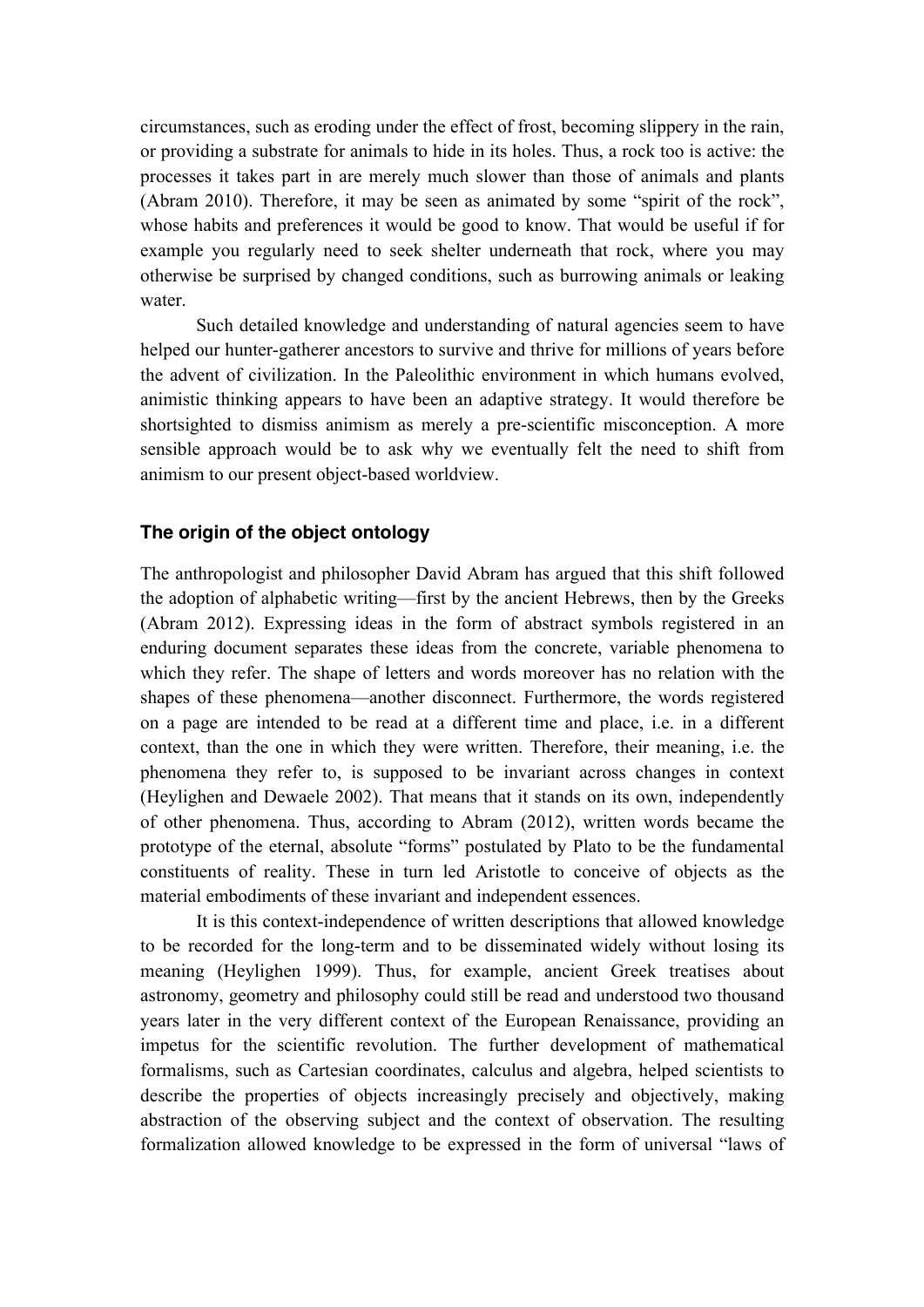circumstances, such as eroding under the effect of frost, becoming slippery in the rain, or providing a substrate for animals to hide in its holes. Thus, a rock too is active: the processes it takes part in are merely much slower than those of animals and plants (Abram 2010). Therefore, it may be seen as animated by some "spirit of the rock", whose habits and preferences it would be good to know. That would be useful if for example you regularly need to seek shelter underneath that rock, where you may otherwise be surprised by changed conditions, such as burrowing animals or leaking water.

Such detailed knowledge and understanding of natural agencies seem to have helped our hunter-gatherer ancestors to survive and thrive for millions of years before the advent of civilization. In the Paleolithic environment in which humans evolved, animistic thinking appears to have been an adaptive strategy. It would therefore be shortsighted to dismiss animism as merely a pre-scientific misconception. A more sensible approach would be to ask why we eventually felt the need to shift from animism to our present object-based worldview.

### The origin of the object ontology

The anthropologist and philosopher David Abram has argued that this shift followed the adoption of alphabetic writing—first by the ancient Hebrews, then by the Greeks (Abram 2012). Expressing ideas in the form of abstract symbols registered in an enduring document separates these ideas from the concrete, variable phenomena to which they refer. The shape of letters and words moreover has no relation with the shapes of these phenomena—another disconnect. Furthermore, the words registered on a page are intended to be read at a different time and place, i.e. in a different context, than the one in which they were written. Therefore, their meaning, i.e. the phenomena they refer to, is supposed to be invariant across changes in context (Heylighen and Dewaele 2002). That means that it stands on its own, independently of other phenomena. Thus, according to Abram (2012), written words became the prototype of the eternal, absolute "forms" postulated by Plato to be the fundamental constituents of reality. These in turn led Aristotle to conceive of objects as the material embodiments of these invariant and independent essences.

It is this context-independence of written descriptions that allowed knowledge to be recorded for the long-term and to be disseminated widely without losing its meaning (Heylighen 1999). Thus, for example, ancient Greek treatises about astronomy, geometry and philosophy could still be read and understood two thousand years later in the very different context of the European Renaissance, providing an impetus for the scientific revolution. The further development of mathematical formalisms, such as Cartesian coordinates, calculus and algebra, helped scientists to describe the properties of objects increasingly precisely and objectively, making abstraction of the observing subject and the context of observation. The resulting formalization allowed knowledge to be expressed in the form of universal "laws of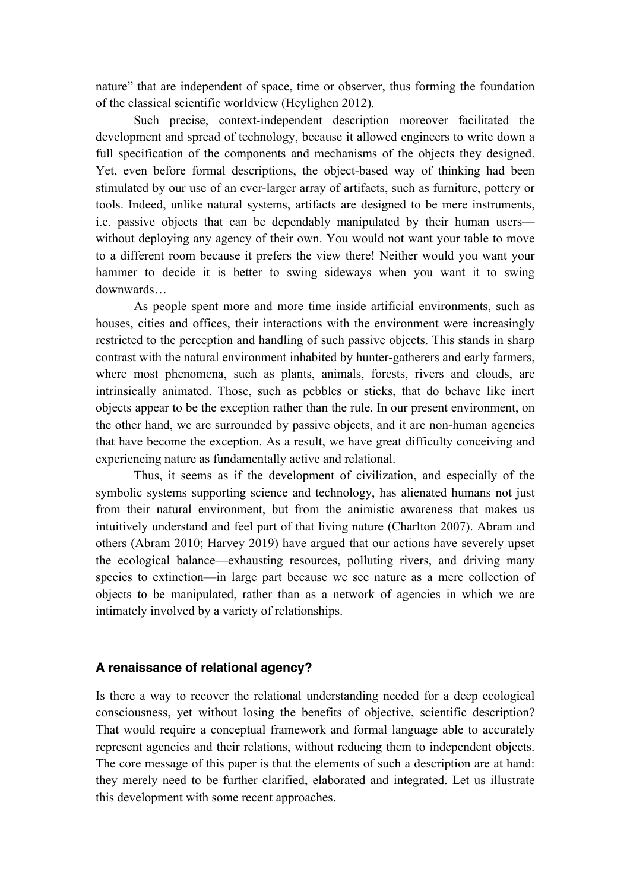nature" that are independent of space, time or observer, thus forming the foundation of the classical scientific worldview (Heylighen 2012).

Such precise, context-independent description moreover facilitated the development and spread of technology, because it allowed engineers to write down a full specification of the components and mechanisms of the objects they designed. Yet, even before formal descriptions, the object-based way of thinking had been stimulated by our use of an ever-larger array of artifacts, such as furniture, pottery or tools. Indeed, unlike natural systems, artifacts are designed to be mere instruments, i.e. passive objects that can be dependably manipulated by their human users—without deploying any agency of their own. You would not want your table to move to a different room because it prefers the view there! Neither would you want your hammer to decide it is better to swing sideways when you want it to swing downwards…

As people spent more and more time inside artificial environments, such as houses, cities and offices, their interactions with the environment were increasingly restricted to the perception and handling of such passive objects. This stands in sharp contrast with the natural environment inhabited by hunter-gatherers and early farmers, where most phenomena, such as plants, animals, forests, rivers and clouds, are intrinsically animated. Those, such as pebbles or sticks, that do behave like inert objects appear to be the exception rather than the rule. In our present environment, on the other hand, we are surrounded by passive objects, and it are non-human agencies that have become the exception. As a result, we have great difficulty conceiving and experiencing nature as fundamentally active and relational.

Thus, it seems as if the development of civilization, and especially of the symbolic systems supporting science and technology, has alienated humans not just from their natural environment, but from the animistic awareness that makes us intuitively understand and feel part of that living nature (Charlton 2007). Abram and others (Abram 2010; Harvey 2019) have argued that our actions have severely upset the ecological balance—exhausting resources, polluting rivers, and driving many species to extinction—in large part because we see nature as a mere collection of objects to be manipulated, rather than as a network of agencies in which we are intimately involved by a variety of relationships.

## A renaissance of relational agency?

Is there a way to recover the relational understanding needed for a deep ecological consciousness, yet without losing the benefits of objective, scientific description? That would require a conceptual framework and formal language able to accurately represent agencies and their relations, without reducing them to independent objects. The core message of this paper is that the elements of such a description are at hand: they merely need to be further clarified, elaborated and integrated. Let us illustrate this development with some recent approaches.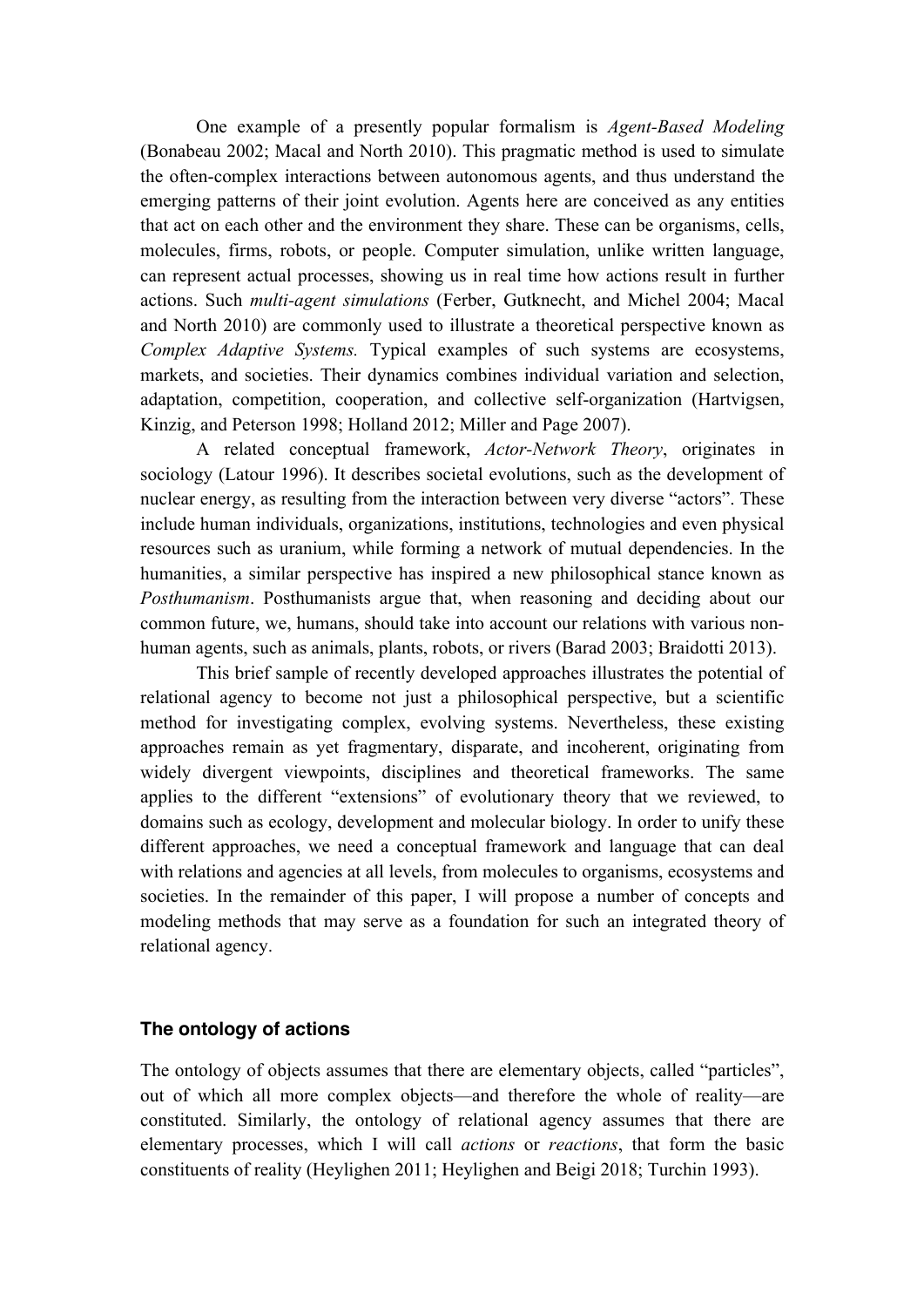One example of a presently popular formalism is *Agent-Based Modeling* (Bonabeau 2002; Macal and North 2010). This pragmatic method is used to simulate the often-complex interactions between autonomous agents, and thus understand the emerging patterns of their joint evolution. Agents here are conceived as any entities that act on each other and the environment they share. These can be organisms, cells, molecules, firms, robots, or people. Computer simulation, unlike written language, can represent actual processes, showing us in real time how actions result in further actions. Such *multi-agent simulations* (Ferber, Gutknecht, and Michel 2004; Macal and North 2010) are commonly used to illustrate a theoretical perspective known as *Complex Adaptive Systems.* Typical examples of such systems are ecosystems, markets, and societies. Their dynamics combines individual variation and selection, adaptation, competition, cooperation, and collective self-organization (Hartvigsen, Kinzig, and Peterson 1998; Holland 2012; Miller and Page 2007).

A related conceptual framework, *Actor-Network Theory*, originates in sociology (Latour 1996). It describes societal evolutions, such as the development of nuclear energy, as resulting from the interaction between very diverse "actors". These include human individuals, organizations, institutions, technologies and even physical resources such as uranium, while forming a network of mutual dependencies. In the humanities, a similar perspective has inspired a new philosophical stance known as *Posthumanism*. Posthumanists argue that, when reasoning and deciding about our common future, we, humans, should take into account our relations with various non-human agents, such as animals, plants, robots, or rivers (Barad 2003; Braidotti 2013).

This brief sample of recently developed approaches illustrates the potential of relational agency to become not just a philosophical perspective, but a scientific method for investigating complex, evolving systems. Nevertheless, these existing approaches remain as yet fragmentary, disparate, and incoherent, originating from widely divergent viewpoints, disciplines and theoretical frameworks. The same applies to the different "extensions" of evolutionary theory that we reviewed, to domains such as ecology, development and molecular biology. In order to unify these different approaches, we need a conceptual framework and language that can deal with relations and agencies at all levels, from molecules to organisms, ecosystems and societies. In the remainder of this paper, I will propose a number of concepts and modeling methods that may serve as a foundation for such an integrated theory of relational agency.

## The ontology of actions

The ontology of objects assumes that there are elementary objects, called "particles", out of which all more complex objects—and therefore the whole of reality—are constituted. Similarly, the ontology of relational agency assumes that there are elementary processes, which I will call *actions* or *reactions*, that form the basic constituents of reality (Heylighen 2011; Heylighen and Beigi 2018; Turchin 1993).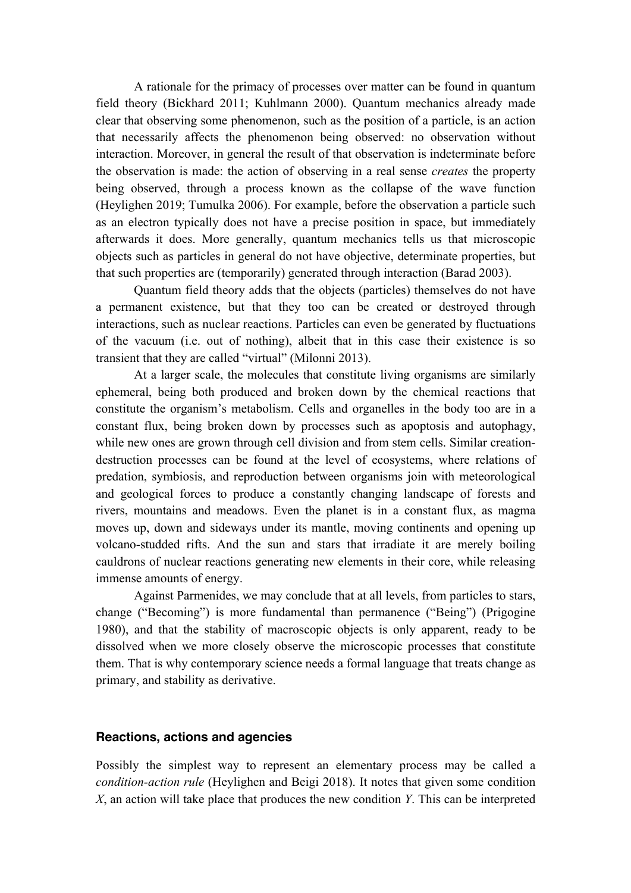A rationale for the primacy of processes over matter can be found in quantum field theory (Bickhard 2011; Kuhlmann 2000). Quantum mechanics already made clear that observing some phenomenon, such as the position of a particle, is an action that necessarily affects the phenomenon being observed: no observation without interaction. Moreover, in general the result of that observation is indeterminate before the observation is made: the action of observing in a real sense *creates* the property being observed, through a process known as the collapse of the wave function (Heylighen 2019; Tumulka 2006). For example, before the observation a particle such as an electron typically does not have a precise position in space, but immediately afterwards it does. More generally, quantum mechanics tells us that microscopic objects such as particles in general do not have objective, determinate properties, but that such properties are (temporarily) generated through interaction (Barad 2003).

Quantum field theory adds that the objects (particles) themselves do not have a permanent existence, but that they too can be created or destroyed through interactions, such as nuclear reactions. Particles can even be generated by fluctuations of the vacuum (i.e. out of nothing), albeit that in this case their existence is so transient that they are called "virtual" (Milonni 2013).

At a larger scale, the molecules that constitute living organisms are similarly ephemeral, being both produced and broken down by the chemical reactions that constitute the organism's metabolism. Cells and organelles in the body too are in a constant flux, being broken down by processes such as apoptosis and autophagy, while new ones are grown through cell division and from stem cells. Similar creation-destruction processes can be found at the level of ecosystems, where relations of predation, symbiosis, and reproduction between organisms join with meteorological and geological forces to produce a constantly changing landscape of forests and rivers, mountains and meadows. Even the planet is in a constant flux, as magma moves up, down and sideways under its mantle, moving continents and opening up volcano-studded rifts. And the sun and stars that irradiate it are merely boiling cauldrons of nuclear reactions generating new elements in their core, while releasing immense amounts of energy.

Against Parmenides, we may conclude that at all levels, from particles to stars, change ("Becoming") is more fundamental than permanence ("Being") (Prigogine 1980), and that the stability of macroscopic objects is only apparent, ready to be dissolved when we more closely observe the microscopic processes that constitute them. That is why contemporary science needs a formal language that treats change as primary, and stability as derivative.

## Reactions, actions and agencies

Possibly the simplest way to represent an elementary process may be called a *condition-action rule* (Heylighen and Beigi 2018). It notes that given some condition *X*, an action will take place that produces the new condition *Y*. This can be interpreted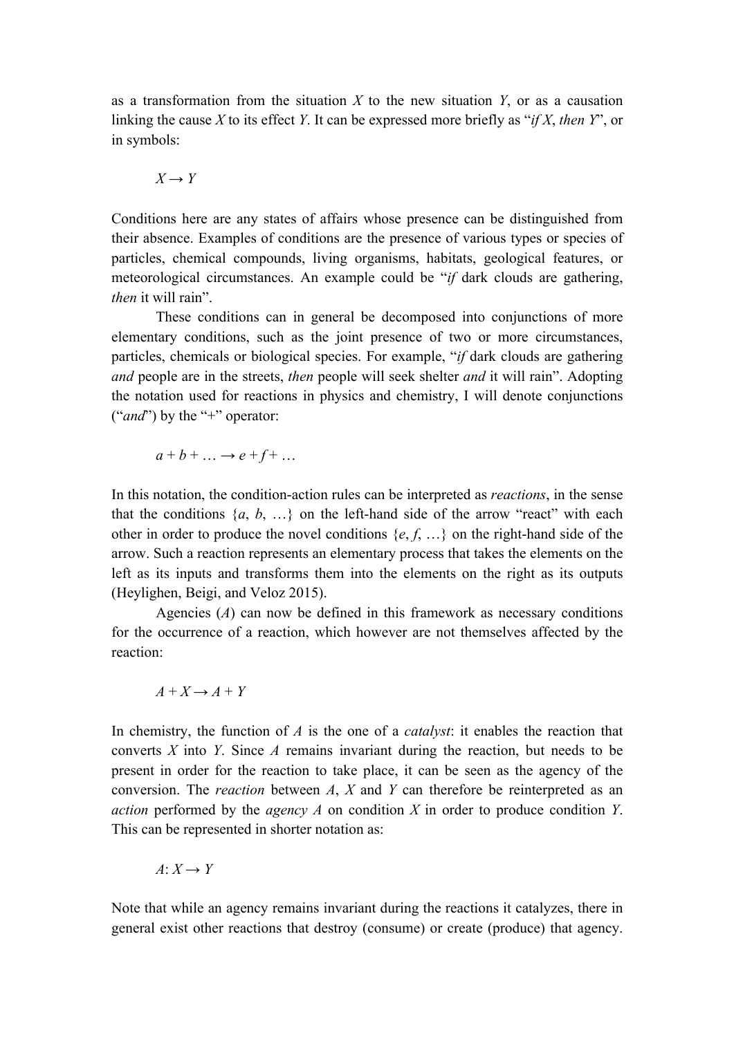as a transformation from the situation *X* to the new situation *Y*, or as a causation linking the cause *X* to its effect *Y*. It can be expressed more briefly as "*if X*, *then Y*", or in symbols:

$$X \rightarrow Y$$

Conditions here are any states of affairs whose presence can be distinguished from their absence. Examples of conditions are the presence of various types or species of particles, chemical compounds, living organisms, habitats, geological features, or meteorological circumstances. An example could be "*if* dark clouds are gathering, *then* it will rain".

These conditions can in general be decomposed into conjunctions of more elementary conditions, such as the joint presence of two or more circumstances, particles, chemicals or biological species. For example, "*if* dark clouds are gathering *and* people are in the streets, *then* people will seek shelter *and* it will rain". Adopting the notation used for reactions in physics and chemistry, I will denote conjunctions ("*and*") by the "+" operator:

$$a + b + \ldots \rightarrow e + f + \ldots$$

In this notation, the condition-action rules can be interpreted as *reactions*, in the sense that the conditions $\{a, b, \ldots\}$ on the left-hand side of the arrow "react" with each other in order to produce the novel conditions $\{e, f, \ldots\}$ on the right-hand side of the arrow. Such a reaction represents an elementary process that takes the elements on the left as its inputs and transforms them into the elements on the right as its outputs (Heylighen, Beigi, and Veloz 2015).

Agencies (*A*) can now be defined in this framework as necessary conditions for the occurrence of a reaction, which however are not themselves affected by the reaction:

$$A + X \rightarrow A + Y$$

In chemistry, the function of *A* is the one of a *catalyst*: it enables the reaction that converts *X* into *Y*. Since *A* remains invariant during the reaction, but needs to be present in order for the reaction to take place, it can be seen as the agency of the conversion. The *reaction* between *A*, *X* and *Y* can therefore be reinterpreted as an *action* performed by the *agency A* on condition *X* in order to produce condition *Y*. This can be represented in shorter notation as:

$$A: X \rightarrow Y$$

Note that while an agency remains invariant during the reactions it catalyzes, there in general exist other reactions that destroy (consume) or create (produce) that agency.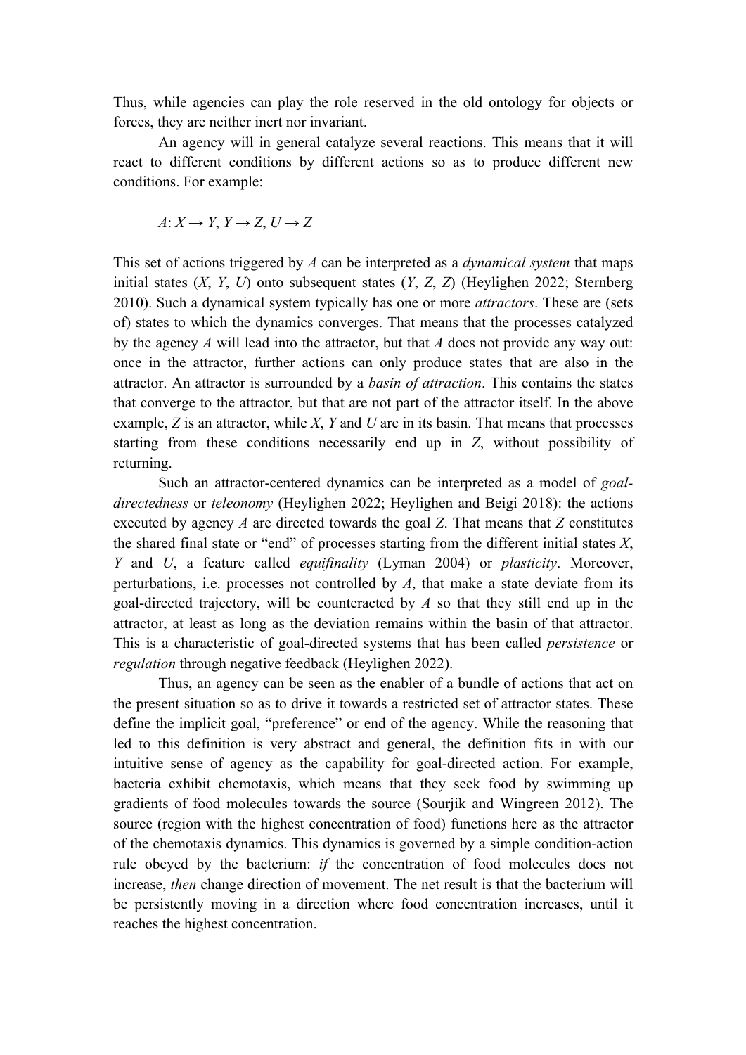Thus, while agencies can play the role reserved in the old ontology for objects or forces, they are neither inert nor invariant.

An agency will in general catalyze several reactions. This means that it will react to different conditions by different actions so as to produce different new conditions. For example:

$$A: X \rightarrow Y, Y \rightarrow Z, U \rightarrow Z$$

This set of actions triggered by $A$ can be interpreted as a *dynamical system* that maps initial states ($X$, $Y$, $U$) onto subsequent states ($Y$, $Z$, $Z$) (Heylighen 2022; Sternberg 2010). Such a dynamical system typically has one or more *attractors*. These are (sets of) states to which the dynamics converges. That means that the processes catalyzed by the agency $A$ will lead into the attractor, but that $A$ does not provide any way out: once in the attractor, further actions can only produce states that are also in the attractor. An attractor is surrounded by a *basin of attraction*. This contains the states that converge to the attractor, but that are not part of the attractor itself. In the above example, $Z$ is an attractor, while $X$, $Y$ and $U$ are in its basin. That means that processes starting from these conditions necessarily end up in $Z$, without possibility of returning.

Such an attractor-centered dynamics can be interpreted as a model of *goal-directedness* or *teleonomy* (Heylighen 2022; Heylighen and Beigi 2018): the actions executed by agency $A$ are directed towards the goal $Z$. That means that $Z$ constitutes the shared final state or "end" of processes starting from the different initial states $X$, $Y$ and $U$, a feature called *equifinality* (Lyman 2004) or *plasticity*. Moreover, perturbations, i.e. processes not controlled by $A$, that make a state deviate from its goal-directed trajectory, will be counteracted by $A$ so that they still end up in the attractor, at least as long as the deviation remains within the basin of that attractor. This is a characteristic of goal-directed systems that has been called *persistence* or *regulation* through negative feedback (Heylighen 2022).

Thus, an agency can be seen as the enabler of a bundle of actions that act on the present situation so as to drive it towards a restricted set of attractor states. These define the implicit goal, "preference" or end of the agency. While the reasoning that led to this definition is very abstract and general, the definition fits in with our intuitive sense of agency as the capability for goal-directed action. For example, bacteria exhibit chemotaxis, which means that they seek food by swimming up gradients of food molecules towards the source (Sourjik and Wingreen 2012). The source (region with the highest concentration of food) functions here as the attractor of the chemotaxis dynamics. This dynamics is governed by a simple condition-action rule obeyed by the bacterium: *if* the concentration of food molecules does not increase, *then* change direction of movement. The net result is that the bacterium will be persistently moving in a direction where food concentration increases, until it reaches the highest concentration.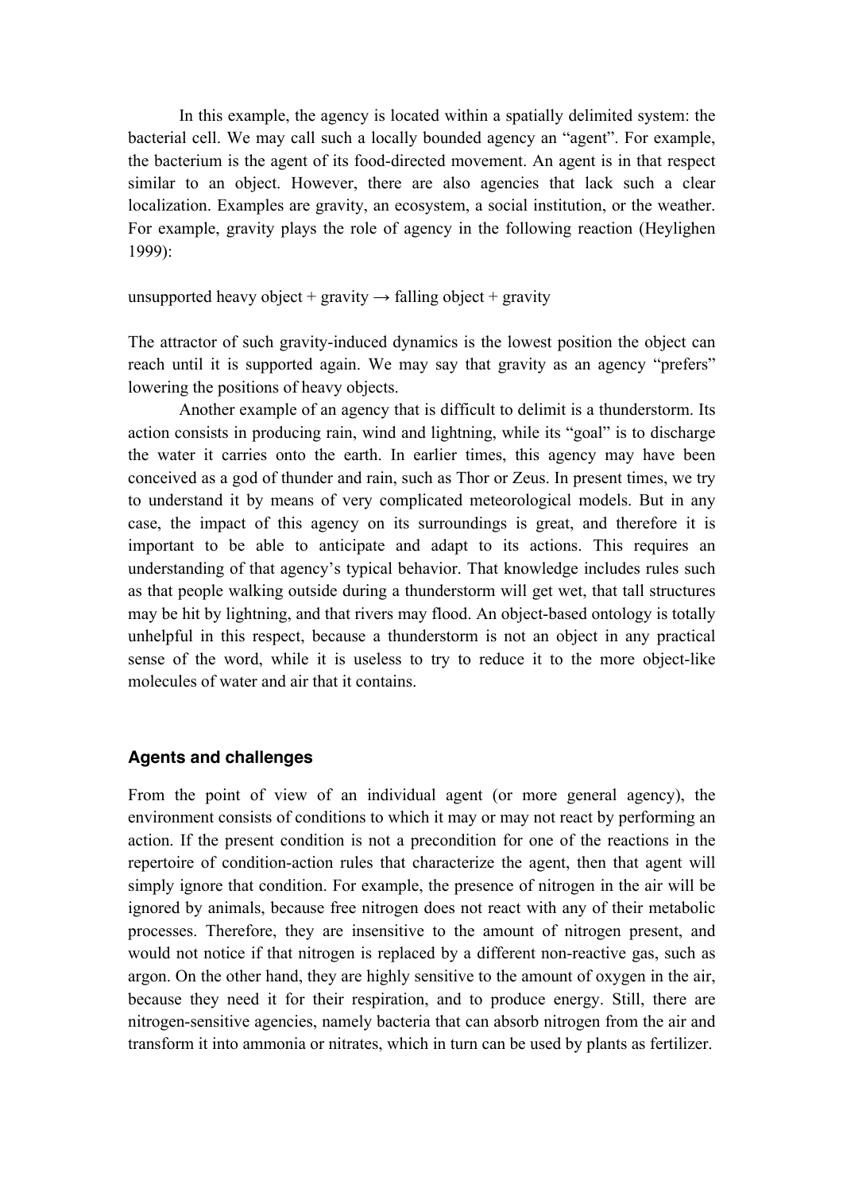In this example, the agency is located within a spatially delimited system: the bacterial cell. We may call such a locally bounded agency an "agent". For example, the bacterium is the agent of its food-directed movement. An agent is in that respect similar to an object. However, there are also agencies that lack such a clear localization. Examples are gravity, an ecosystem, a social institution, or the weather. For example, gravity plays the role of agency in the following reaction (Heylighen 1999):

unsupported heavy object + gravity → falling object + gravity

The attractor of such gravity-induced dynamics is the lowest position the object can reach until it is supported again. We may say that gravity as an agency "prefers" lowering the positions of heavy objects.

Another example of an agency that is difficult to delimit is a thunderstorm. Its action consists in producing rain, wind and lightning, while its "goal" is to discharge the water it carries onto the earth. In earlier times, this agency may have been conceived as a god of thunder and rain, such as Thor or Zeus. In present times, we try to understand it by means of very complicated meteorological models. But in any case, the impact of this agency on its surroundings is great, and therefore it is important to be able to anticipate and adapt to its actions. This requires an understanding of that agency's typical behavior. That knowledge includes rules such as that people walking outside during a thunderstorm will get wet, that tall structures may be hit by lightning, and that rivers may flood. An object-based ontology is totally unhelpful in this respect, because a thunderstorm is not an object in any practical sense of the word, while it is useless to try to reduce it to the more object-like molecules of water and air that it contains.

## Agents and challenges

From the point of view of an individual agent (or more general agency), the environment consists of conditions to which it may or may not react by performing an action. If the present condition is not a precondition for one of the reactions in the repertoire of condition-action rules that characterize the agent, then that agent will simply ignore that condition. For example, the presence of nitrogen in the air will be ignored by animals, because free nitrogen does not react with any of their metabolic processes. Therefore, they are insensitive to the amount of nitrogen present, and would not notice if that nitrogen is replaced by a different non-reactive gas, such as argon. On the other hand, they are highly sensitive to the amount of oxygen in the air, because they need it for their respiration, and to produce energy. Still, there are nitrogen-sensitive agencies, namely bacteria that can absorb nitrogen from the air and transform it into ammonia or nitrates, which in turn can be used by plants as fertilizer.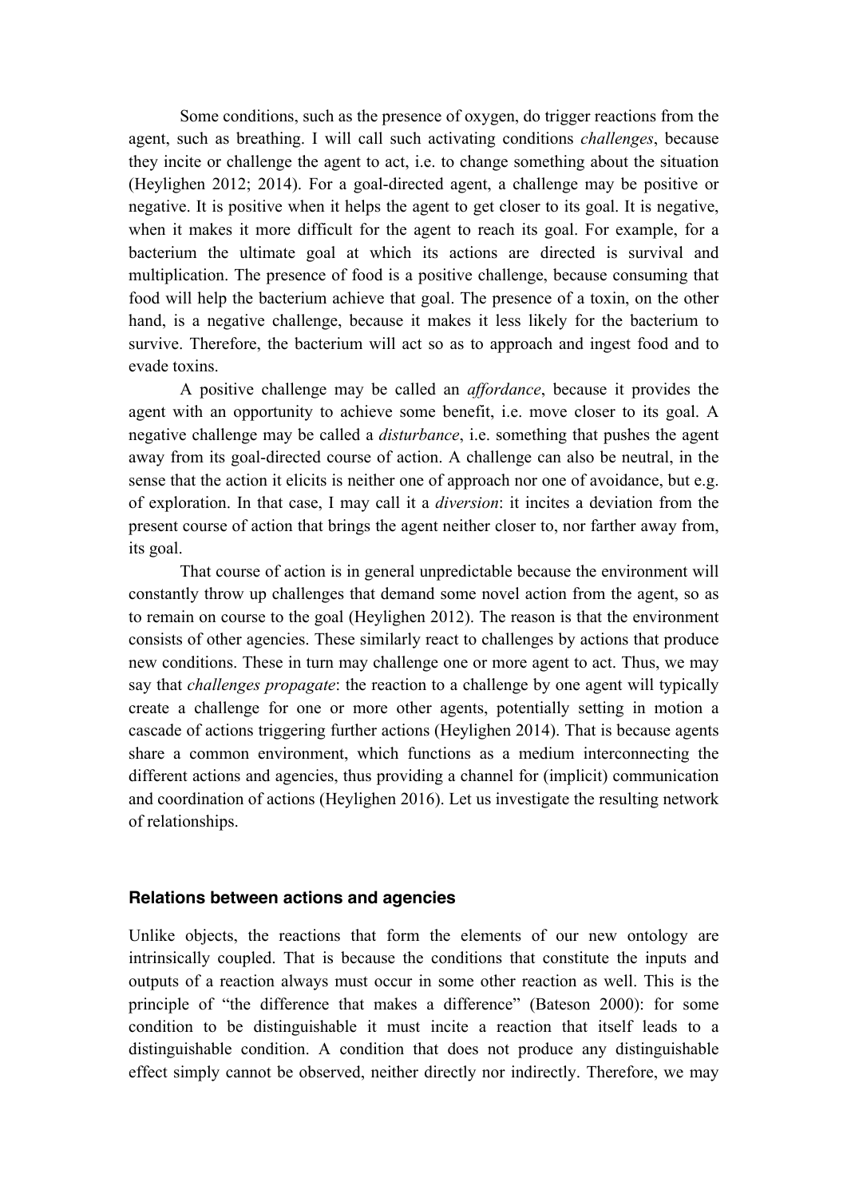Some conditions, such as the presence of oxygen, do trigger reactions from the agent, such as breathing. I will call such activating conditions *challenges*, because they incite or challenge the agent to act, i.e. to change something about the situation (Heylighen 2012; 2014). For a goal-directed agent, a challenge may be positive or negative. It is positive when it helps the agent to get closer to its goal. It is negative, when it makes it more difficult for the agent to reach its goal. For example, for a bacterium the ultimate goal at which its actions are directed is survival and multiplication. The presence of food is a positive challenge, because consuming that food will help the bacterium achieve that goal. The presence of a toxin, on the other hand, is a negative challenge, because it makes it less likely for the bacterium to survive. Therefore, the bacterium will act so as to approach and ingest food and to evade toxins.

A positive challenge may be called an *affordance*, because it provides the agent with an opportunity to achieve some benefit, i.e. move closer to its goal. A negative challenge may be called a *disturbance*, i.e. something that pushes the agent away from its goal-directed course of action. A challenge can also be neutral, in the sense that the action it elicits is neither one of approach nor one of avoidance, but e.g. of exploration. In that case, I may call it a *diversion*: it incites a deviation from the present course of action that brings the agent neither closer to, nor farther away from, its goal.

That course of action is in general unpredictable because the environment will constantly throw up challenges that demand some novel action from the agent, so as to remain on course to the goal (Heylighen 2012). The reason is that the environment consists of other agencies. These similarly react to challenges by actions that produce new conditions. These in turn may challenge one or more agent to act. Thus, we may say that *challenges propagate*: the reaction to a challenge by one agent will typically create a challenge for one or more other agents, potentially setting in motion a cascade of actions triggering further actions (Heylighen 2014). That is because agents share a common environment, which functions as a medium interconnecting the different actions and agencies, thus providing a channel for (implicit) communication and coordination of actions (Heylighen 2016). Let us investigate the resulting network of relationships.

## Relations between actions and agencies

Unlike objects, the reactions that form the elements of our new ontology are intrinsically coupled. That is because the conditions that constitute the inputs and outputs of a reaction always must occur in some other reaction as well. This is the principle of "the difference that makes a difference" (Bateson 2000): for some condition to be distinguishable it must incite a reaction that itself leads to a distinguishable condition. A condition that does not produce any distinguishable effect simply cannot be observed, neither directly nor indirectly. Therefore, we may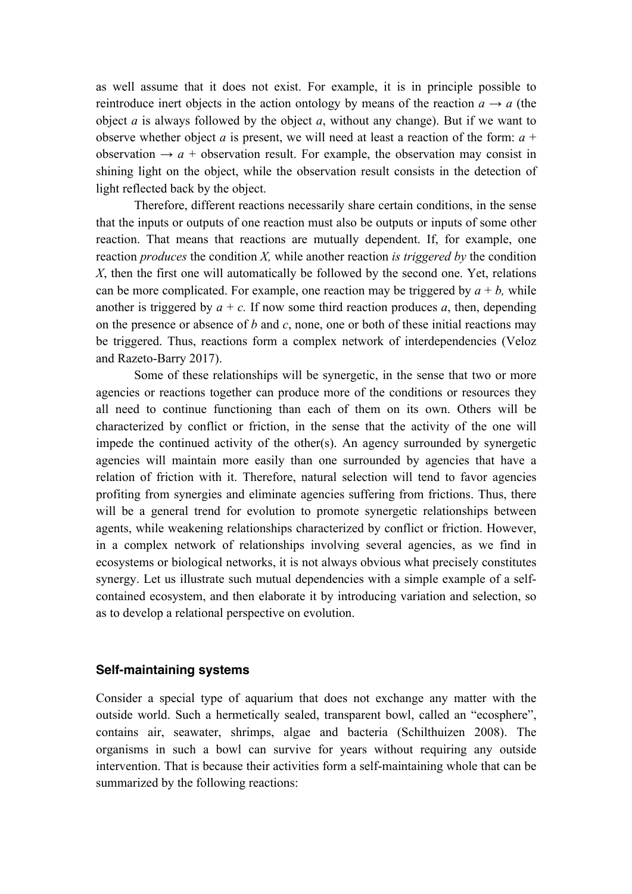as well assume that it does not exist. For example, it is in principle possible to reintroduce inert objects in the action ontology by means of the reaction $a \rightarrow a$ (the object *a* is always followed by the object *a*, without any change). But if we want to observe whether object *a* is present, we will need at least a reaction of the form: $a$ + observation $\rightarrow a$ + observation result. For example, the observation may consist in shining light on the object, while the observation result consists in the detection of light reflected back by the object.

Therefore, different reactions necessarily share certain conditions, in the sense that the inputs or outputs of one reaction must also be outputs or inputs of some other reaction. That means that reactions are mutually dependent. If, for example, one reaction *produces* the condition *X,* while another reaction *is triggered by* the condition *X*, then the first one will automatically be followed by the second one. Yet, relations can be more complicated. For example, one reaction may be triggered by $a + b$, while another is triggered by $a + c$. If now some third reaction produces *a*, then, depending on the presence or absence of *b* and *c*, none, one or both of these initial reactions may be triggered. Thus, reactions form a complex network of interdependencies (Veloz and Razeto-Barry 2017).

Some of these relationships will be synergetic, in the sense that two or more agencies or reactions together can produce more of the conditions or resources they all need to continue functioning than each of them on its own. Others will be characterized by conflict or friction, in the sense that the activity of the one will impede the continued activity of the other(s). An agency surrounded by synergetic agencies will maintain more easily than one surrounded by agencies that have a relation of friction with it. Therefore, natural selection will tend to favor agencies profiting from synergies and eliminate agencies suffering from frictions. Thus, there will be a general trend for evolution to promote synergetic relationships between agents, while weakening relationships characterized by conflict or friction. However, in a complex network of relationships involving several agencies, as we find in ecosystems or biological networks, it is not always obvious what precisely constitutes synergy. Let us illustrate such mutual dependencies with a simple example of a self-contained ecosystem, and then elaborate it by introducing variation and selection, so as to develop a relational perspective on evolution.

### Self-maintaining systems

Consider a special type of aquarium that does not exchange any matter with the outside world. Such a hermetically sealed, transparent bowl, called an "ecosphere", contains air, seawater, shrimps, algae and bacteria (Schilthuizen 2008). The organisms in such a bowl can survive for years without requiring any outside intervention. That is because their activities form a self-maintaining whole that can be summarized by the following reactions: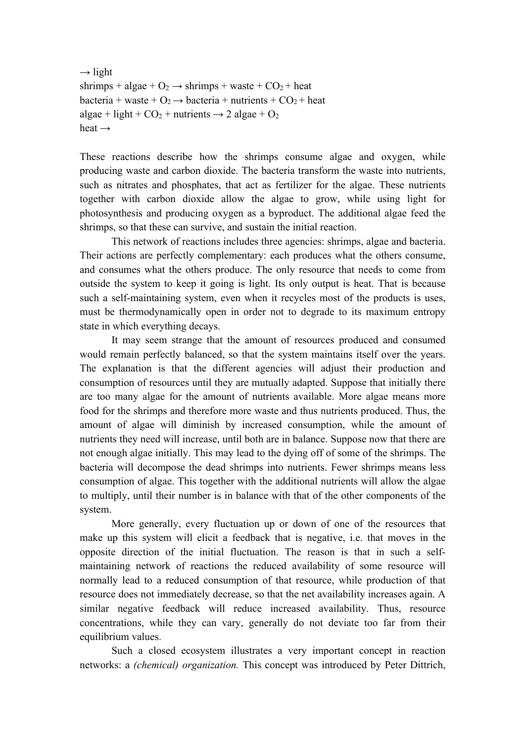$\rightarrow$ light
shrimps + algae + $O_2$ $\rightarrow$ shrimps + waste + $CO_2$ + heat
bacteria + waste + $O_2$ $\rightarrow$ bacteria + nutrients + $CO_2$ + heat
algae + light + $CO_2$ + nutrients $\rightarrow$ 2 algae + $O_2$
heat $\rightarrow$

These reactions describe how the shrimps consume algae and oxygen, while producing waste and carbon dioxide. The bacteria transform the waste into nutrients, such as nitrates and phosphates, that act as fertilizer for the algae. These nutrients together with carbon dioxide allow the algae to grow, while using light for photosynthesis and producing oxygen as a byproduct. The additional algae feed the shrimps, so that these can survive, and sustain the initial reaction.

This network of reactions includes three agencies: shrimps, algae and bacteria. Their actions are perfectly complementary: each produces what the others consume, and consumes what the others produce. The only resource that needs to come from outside the system to keep it going is light. Its only output is heat. That is because such a self-maintaining system, even when it recycles most of the products is uses, must be thermodynamically open in order not to degrade to its maximum entropy state in which everything decays.

It may seem strange that the amount of resources produced and consumed would remain perfectly balanced, so that the system maintains itself over the years. The explanation is that the different agencies will adjust their production and consumption of resources until they are mutually adapted. Suppose that initially there are too many algae for the amount of nutrients available. More algae means more food for the shrimps and therefore more waste and thus nutrients produced. Thus, the amount of algae will diminish by increased consumption, while the amount of nutrients they need will increase, until both are in balance. Suppose now that there are not enough algae initially. This may lead to the dying off of some of the shrimps. The bacteria will decompose the dead shrimps into nutrients. Fewer shrimps means less consumption of algae. This together with the additional nutrients will allow the algae to multiply, until their number is in balance with that of the other components of the system.

More generally, every fluctuation up or down of one of the resources that make up this system will elicit a feedback that is negative, i.e. that moves in the opposite direction of the initial fluctuation. The reason is that in such a self-maintaining network of reactions the reduced availability of some resource will normally lead to a reduced consumption of that resource, while production of that resource does not immediately decrease, so that the net availability increases again. A similar negative feedback will reduce increased availability. Thus, resource concentrations, while they can vary, generally do not deviate too far from their equilibrium values.

Such a closed ecosystem illustrates a very important concept in reaction networks: a *(chemical) organization.* This concept was introduced by Peter Dittrich,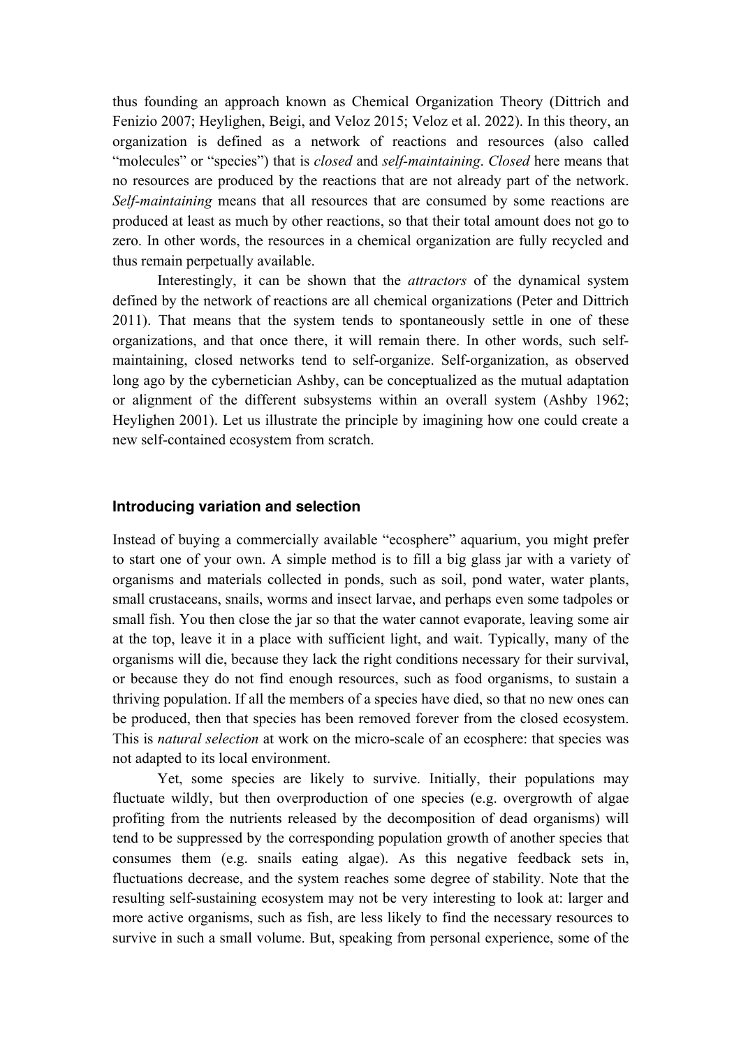thus founding an approach known as Chemical Organization Theory (Dittrich and Fenizio 2007; Heylighen, Beigi, and Veloz 2015; Veloz et al. 2022). In this theory, an organization is defined as a network of reactions and resources (also called "molecules" or "species") that is *closed* and *self-maintaining*. *Closed* here means that no resources are produced by the reactions that are not already part of the network. *Self-maintaining* means that all resources that are consumed by some reactions are produced at least as much by other reactions, so that their total amount does not go to zero. In other words, the resources in a chemical organization are fully recycled and thus remain perpetually available.

Interestingly, it can be shown that the *attractors* of the dynamical system defined by the network of reactions are all chemical organizations (Peter and Dittrich 2011). That means that the system tends to spontaneously settle in one of these organizations, and that once there, it will remain there. In other words, such self-maintaining, closed networks tend to self-organize. Self-organization, as observed long ago by the cybernetician Ashby, can be conceptualized as the mutual adaptation or alignment of the different subsystems within an overall system (Ashby 1962; Heylighen 2001). Let us illustrate the principle by imagining how one could create a new self-contained ecosystem from scratch.

### Introducing variation and selection

Instead of buying a commercially available "ecosphere" aquarium, you might prefer to start one of your own. A simple method is to fill a big glass jar with a variety of organisms and materials collected in ponds, such as soil, pond water, water plants, small crustaceans, snails, worms and insect larvae, and perhaps even some tadpoles or small fish. You then close the jar so that the water cannot evaporate, leaving some air at the top, leave it in a place with sufficient light, and wait. Typically, many of the organisms will die, because they lack the right conditions necessary for their survival, or because they do not find enough resources, such as food organisms, to sustain a thriving population. If all the members of a species have died, so that no new ones can be produced, then that species has been removed forever from the closed ecosystem. This is *natural selection* at work on the micro-scale of an ecosphere: that species was not adapted to its local environment.

Yet, some species are likely to survive. Initially, their populations may fluctuate wildly, but then overproduction of one species (e.g. overgrowth of algae profiting from the nutrients released by the decomposition of dead organisms) will tend to be suppressed by the corresponding population growth of another species that consumes them (e.g. snails eating algae). As this negative feedback sets in, fluctuations decrease, and the system reaches some degree of stability. Note that the resulting self-sustaining ecosystem may not be very interesting to look at: larger and more active organisms, such as fish, are less likely to find the necessary resources to survive in such a small volume. But, speaking from personal experience, some of the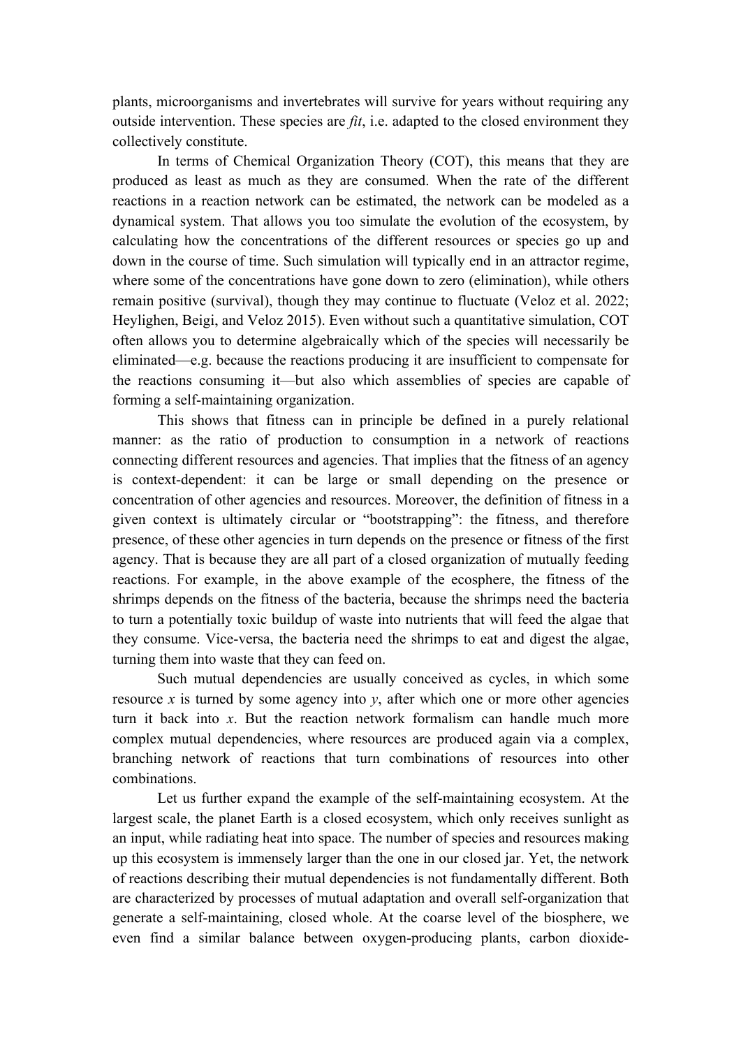plants, microorganisms and invertebrates will survive for years without requiring any outside intervention. These species are *fit*, i.e. adapted to the closed environment they collectively constitute.

In terms of Chemical Organization Theory (COT), this means that they are produced as least as much as they are consumed. When the rate of the different reactions in a reaction network can be estimated, the network can be modeled as a dynamical system. That allows you too simulate the evolution of the ecosystem, by calculating how the concentrations of the different resources or species go up and down in the course of time. Such simulation will typically end in an attractor regime, where some of the concentrations have gone down to zero (elimination), while others remain positive (survival), though they may continue to fluctuate (Veloz et al. 2022; Heylighen, Beigi, and Veloz 2015). Even without such a quantitative simulation, COT often allows you to determine algebraically which of the species will necessarily be eliminated—e.g. because the reactions producing it are insufficient to compensate for the reactions consuming it—but also which assemblies of species are capable of forming a self-maintaining organization.

This shows that fitness can in principle be defined in a purely relational manner: as the ratio of production to consumption in a network of reactions connecting different resources and agencies. That implies that the fitness of an agency is context-dependent: it can be large or small depending on the presence or concentration of other agencies and resources. Moreover, the definition of fitness in a given context is ultimately circular or "bootstrapping": the fitness, and therefore presence, of these other agencies in turn depends on the presence or fitness of the first agency. That is because they are all part of a closed organization of mutually feeding reactions. For example, in the above example of the ecosphere, the fitness of the shrimps depends on the fitness of the bacteria, because the shrimps need the bacteria to turn a potentially toxic buildup of waste into nutrients that will feed the algae that they consume. Vice-versa, the bacteria need the shrimps to eat and digest the algae, turning them into waste that they can feed on.

Such mutual dependencies are usually conceived as cycles, in which some resource *x* is turned by some agency into *y*, after which one or more other agencies turn it back into *x*. But the reaction network formalism can handle much more complex mutual dependencies, where resources are produced again via a complex, branching network of reactions that turn combinations of resources into other combinations.

Let us further expand the example of the self-maintaining ecosystem. At the largest scale, the planet Earth is a closed ecosystem, which only receives sunlight as an input, while radiating heat into space. The number of species and resources making up this ecosystem is immensely larger than the one in our closed jar. Yet, the network of reactions describing their mutual dependencies is not fundamentally different. Both are characterized by processes of mutual adaptation and overall self-organization that generate a self-maintaining, closed whole. At the coarse level of the biosphere, we even find a similar balance between oxygen-producing plants, carbon dioxide-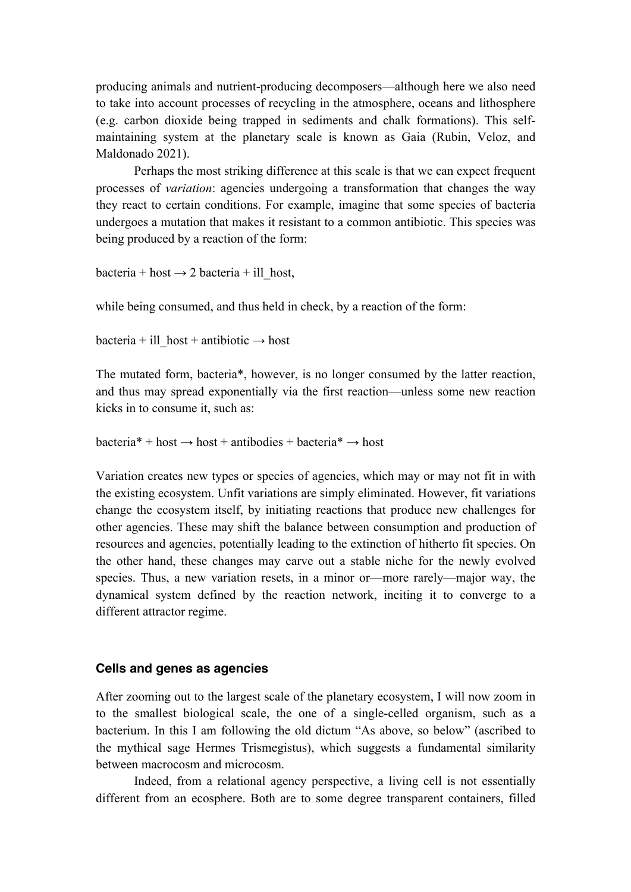producing animals and nutrient-producing decomposers—although here we also need to take into account processes of recycling in the atmosphere, oceans and lithosphere (e.g. carbon dioxide being trapped in sediments and chalk formations). This self-maintaining system at the planetary scale is known as Gaia (Rubin, Veloz, and Maldonado 2021).

Perhaps the most striking difference at this scale is that we can expect frequent processes of *variation*: agencies undergoing a transformation that changes the way they react to certain conditions. For example, imagine that some species of bacteria undergoes a mutation that makes it resistant to a common antibiotic. This species was being produced by a reaction of the form:

bacteria + host → 2 bacteria + ill_host,

while being consumed, and thus held in check, by a reaction of the form:

bacteria + ill_host + antibiotic → host

The mutated form, bacteria*, however, is no longer consumed by the latter reaction, and thus may spread exponentially via the first reaction—unless some new reaction kicks in to consume it, such as:

bacteria* + host → host + antibodies + bacteria* → host

Variation creates new types or species of agencies, which may or may not fit in with the existing ecosystem. Unfit variations are simply eliminated. However, fit variations change the ecosystem itself, by initiating reactions that produce new challenges for other agencies. These may shift the balance between consumption and production of resources and agencies, potentially leading to the extinction of hitherto fit species. On the other hand, these changes may carve out a stable niche for the newly evolved species. Thus, a new variation resets, in a minor or—more rarely—major way, the dynamical system defined by the reaction network, inciting it to converge to a different attractor regime.

## Cells and genes as agencies

After zooming out to the largest scale of the planetary ecosystem, I will now zoom in to the smallest biological scale, the one of a single-celled organism, such as a bacterium. In this I am following the old dictum "As above, so below" (ascribed to the mythical sage Hermes Trismegistus), which suggests a fundamental similarity between macrocosm and microcosm.

Indeed, from a relational agency perspective, a living cell is not essentially different from an ecosphere. Both are to some degree transparent containers, filled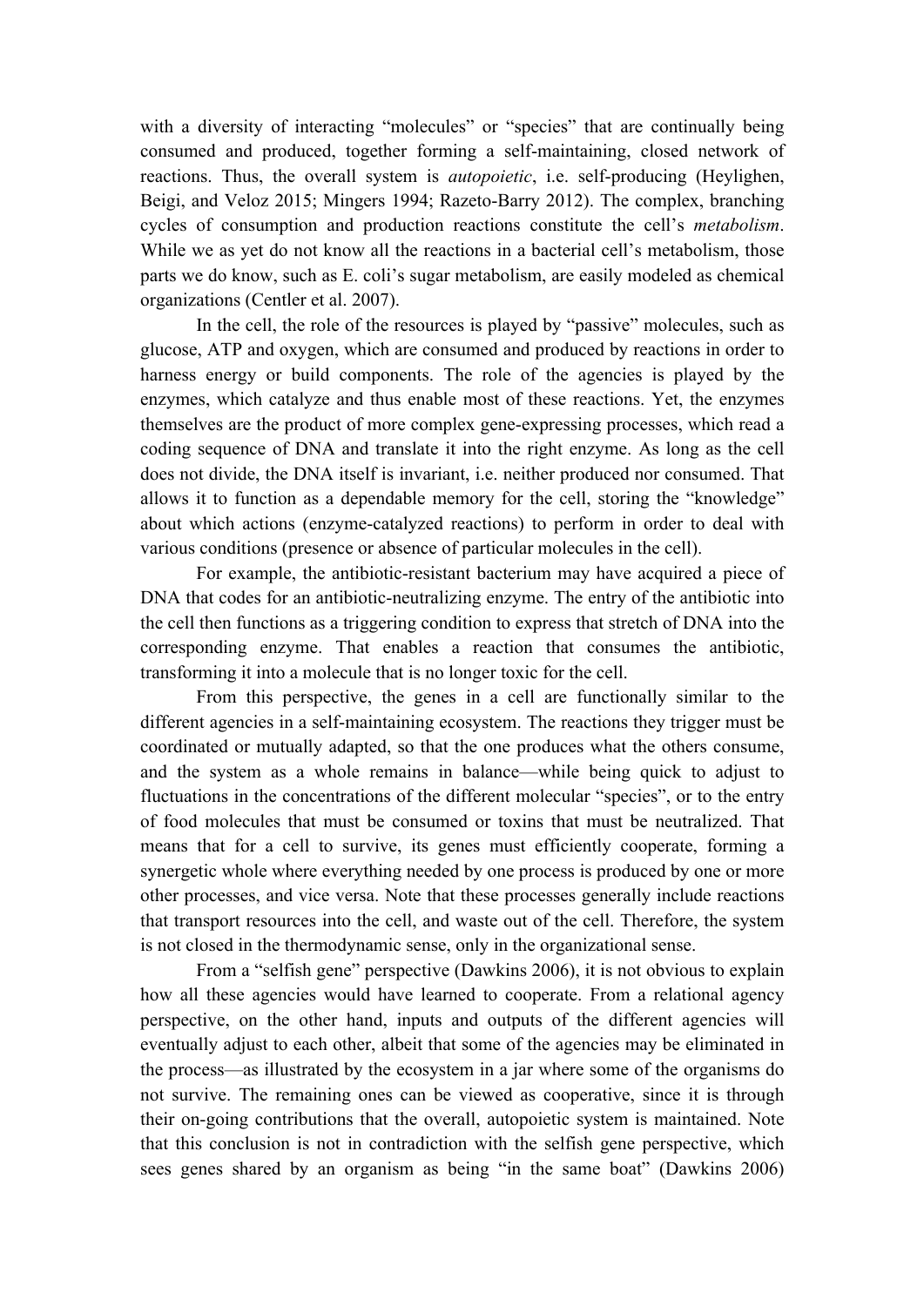with a diversity of interacting "molecules" or "species" that are continually being consumed and produced, together forming a self-maintaining, closed network of reactions. Thus, the overall system is *autopoietic*, i.e. self-producing (Heylighen, Beigi, and Veloz 2015; Mingers 1994; Razeto-Barry 2012). The complex, branching cycles of consumption and production reactions constitute the cell's *metabolism*. While we as yet do not know all the reactions in a bacterial cell's metabolism, those parts we do know, such as E. coli's sugar metabolism, are easily modeled as chemical organizations (Centler et al. 2007).

In the cell, the role of the resources is played by "passive" molecules, such as glucose, ATP and oxygen, which are consumed and produced by reactions in order to harness energy or build components. The role of the agencies is played by the enzymes, which catalyze and thus enable most of these reactions. Yet, the enzymes themselves are the product of more complex gene-expressing processes, which read a coding sequence of DNA and translate it into the right enzyme. As long as the cell does not divide, the DNA itself is invariant, i.e. neither produced nor consumed. That allows it to function as a dependable memory for the cell, storing the "knowledge" about which actions (enzyme-catalyzed reactions) to perform in order to deal with various conditions (presence or absence of particular molecules in the cell).

For example, the antibiotic-resistant bacterium may have acquired a piece of DNA that codes for an antibiotic-neutralizing enzyme. The entry of the antibiotic into the cell then functions as a triggering condition to express that stretch of DNA into the corresponding enzyme. That enables a reaction that consumes the antibiotic, transforming it into a molecule that is no longer toxic for the cell.

From this perspective, the genes in a cell are functionally similar to the different agencies in a self-maintaining ecosystem. The reactions they trigger must be coordinated or mutually adapted, so that the one produces what the others consume, and the system as a whole remains in balance—while being quick to adjust to fluctuations in the concentrations of the different molecular "species", or to the entry of food molecules that must be consumed or toxins that must be neutralized. That means that for a cell to survive, its genes must efficiently cooperate, forming a synergetic whole where everything needed by one process is produced by one or more other processes, and vice versa. Note that these processes generally include reactions that transport resources into the cell, and waste out of the cell. Therefore, the system is not closed in the thermodynamic sense, only in the organizational sense.

From a "selfish gene" perspective (Dawkins 2006), it is not obvious to explain how all these agencies would have learned to cooperate. From a relational agency perspective, on the other hand, inputs and outputs of the different agencies will eventually adjust to each other, albeit that some of the agencies may be eliminated in the process—as illustrated by the ecosystem in a jar where some of the organisms do not survive. The remaining ones can be viewed as cooperative, since it is through their on-going contributions that the overall, autopoietic system is maintained. Note that this conclusion is not in contradiction with the selfish gene perspective, which sees genes shared by an organism as being "in the same boat" (Dawkins 2006)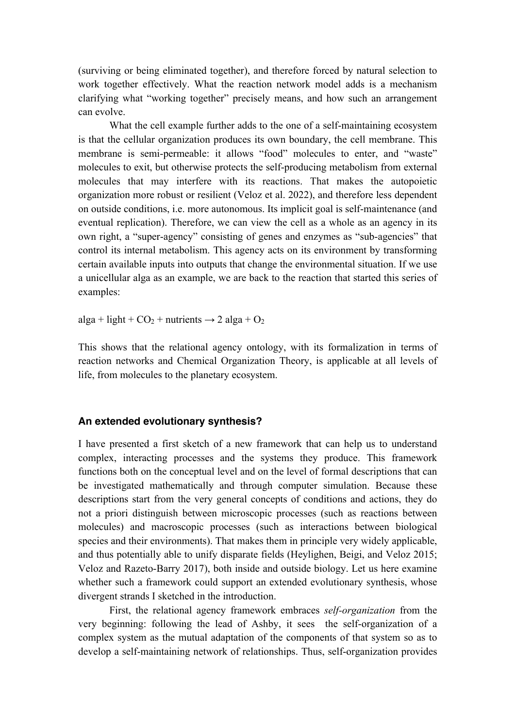(surviving or being eliminated together), and therefore forced by natural selection to work together effectively. What the reaction network model adds is a mechanism clarifying what "working together" precisely means, and how such an arrangement can evolve.

What the cell example further adds to the one of a self-maintaining ecosystem is that the cellular organization produces its own boundary, the cell membrane. This membrane is semi-permeable: it allows "food" molecules to enter, and "waste" molecules to exit, but otherwise protects the self-producing metabolism from external molecules that may interfere with its reactions. That makes the autopoietic organization more robust or resilient (Veloz et al. 2022), and therefore less dependent on outside conditions, i.e. more autonomous. Its implicit goal is self-maintenance (and eventual replication). Therefore, we can view the cell as a whole as an agency in its own right, a "super-agency" consisting of genes and enzymes as "sub-agencies" that control its internal metabolism. This agency acts on its environment by transforming certain available inputs into outputs that change the environmental situation. If we use a unicellular alga as an example, we are back to the reaction that started this series of examples:

alga + light + $CO_2$ + nutrients → 2 alga + $O_2$

This shows that the relational agency ontology, with its formalization in terms of reaction networks and Chemical Organization Theory, is applicable at all levels of life, from molecules to the planetary ecosystem.

## An extended evolutionary synthesis?

I have presented a first sketch of a new framework that can help us to understand complex, interacting processes and the systems they produce. This framework functions both on the conceptual level and on the level of formal descriptions that can be investigated mathematically and through computer simulation. Because these descriptions start from the very general concepts of conditions and actions, they do not a priori distinguish between microscopic processes (such as reactions between molecules) and macroscopic processes (such as interactions between biological species and their environments). That makes them in principle very widely applicable, and thus potentially able to unify disparate fields (Heylighen, Beigi, and Veloz 2015; Veloz and Razeto-Barry 2017), both inside and outside biology. Let us here examine whether such a framework could support an extended evolutionary synthesis, whose divergent strands I sketched in the introduction.

First, the relational agency framework embraces *self-organization* from the very beginning: following the lead of Ashby, it sees the self-organization of a complex system as the mutual adaptation of the components of that system so as to develop a self-maintaining network of relationships. Thus, self-organization provides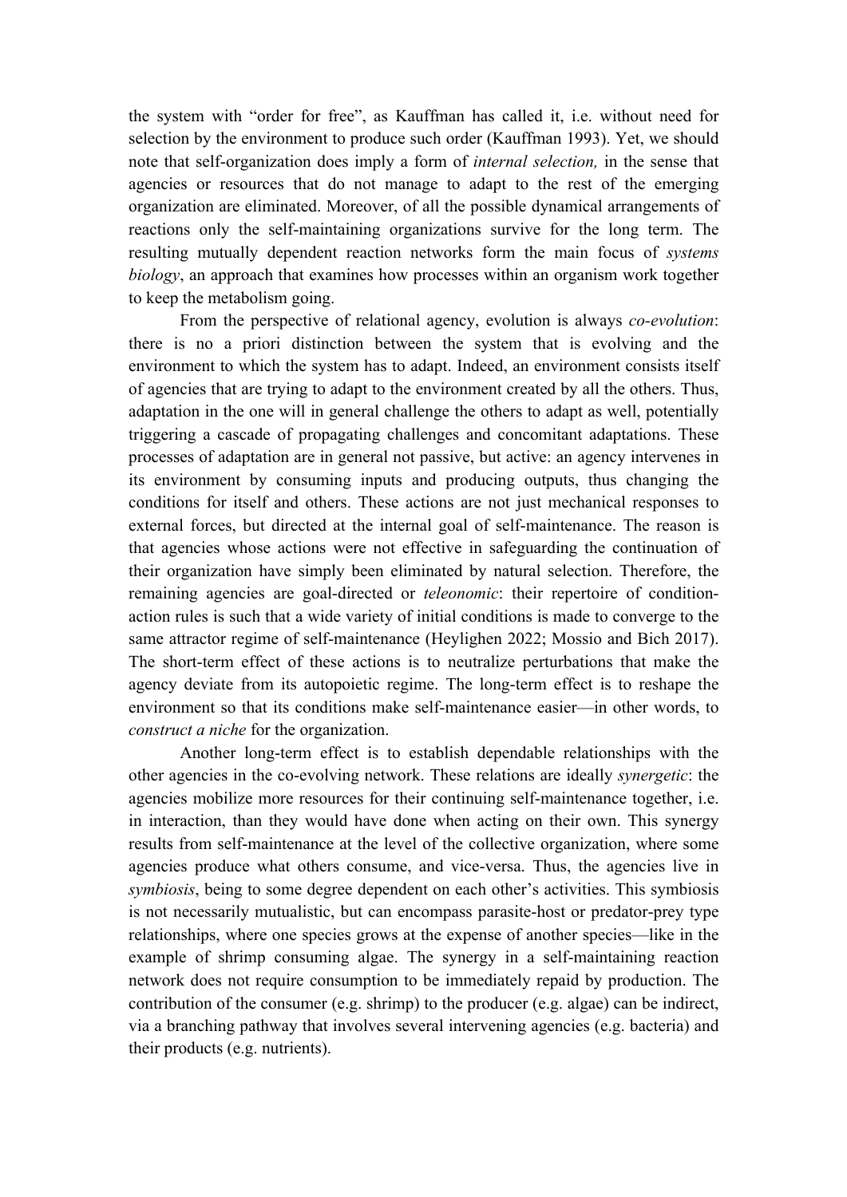the system with "order for free", as Kauffman has called it, i.e. without need for selection by the environment to produce such order (Kauffman 1993). Yet, we should note that self-organization does imply a form of *internal selection,* in the sense that agencies or resources that do not manage to adapt to the rest of the emerging organization are eliminated. Moreover, of all the possible dynamical arrangements of reactions only the self-maintaining organizations survive for the long term. The resulting mutually dependent reaction networks form the main focus of *systems biology*, an approach that examines how processes within an organism work together to keep the metabolism going.

From the perspective of relational agency, evolution is always *co-evolution*: there is no a priori distinction between the system that is evolving and the environment to which the system has to adapt. Indeed, an environment consists itself of agencies that are trying to adapt to the environment created by all the others. Thus, adaptation in the one will in general challenge the others to adapt as well, potentially triggering a cascade of propagating challenges and concomitant adaptations. These processes of adaptation are in general not passive, but active: an agency intervenes in its environment by consuming inputs and producing outputs, thus changing the conditions for itself and others. These actions are not just mechanical responses to external forces, but directed at the internal goal of self-maintenance. The reason is that agencies whose actions were not effective in safeguarding the continuation of their organization have simply been eliminated by natural selection. Therefore, the remaining agencies are goal-directed or *teleonomic*: their repertoire of condition-action rules is such that a wide variety of initial conditions is made to converge to the same attractor regime of self-maintenance (Heylighen 2022; Mossio and Bich 2017). The short-term effect of these actions is to neutralize perturbations that make the agency deviate from its autopoietic regime. The long-term effect is to reshape the environment so that its conditions make self-maintenance easier—in other words, to *construct a niche* for the organization.

Another long-term effect is to establish dependable relationships with the other agencies in the co-evolving network. These relations are ideally *synergetic*: the agencies mobilize more resources for their continuing self-maintenance together, i.e. in interaction, than they would have done when acting on their own. This synergy results from self-maintenance at the level of the collective organization, where some agencies produce what others consume, and vice-versa. Thus, the agencies live in *symbiosis*, being to some degree dependent on each other's activities. This symbiosis is not necessarily mutualistic, but can encompass parasite-host or predator-prey type relationships, where one species grows at the expense of another species—like in the example of shrimp consuming algae. The synergy in a self-maintaining reaction network does not require consumption to be immediately repaid by production. The contribution of the consumer (e.g. shrimp) to the producer (e.g. algae) can be indirect, via a branching pathway that involves several intervening agencies (e.g. bacteria) and their products (e.g. nutrients).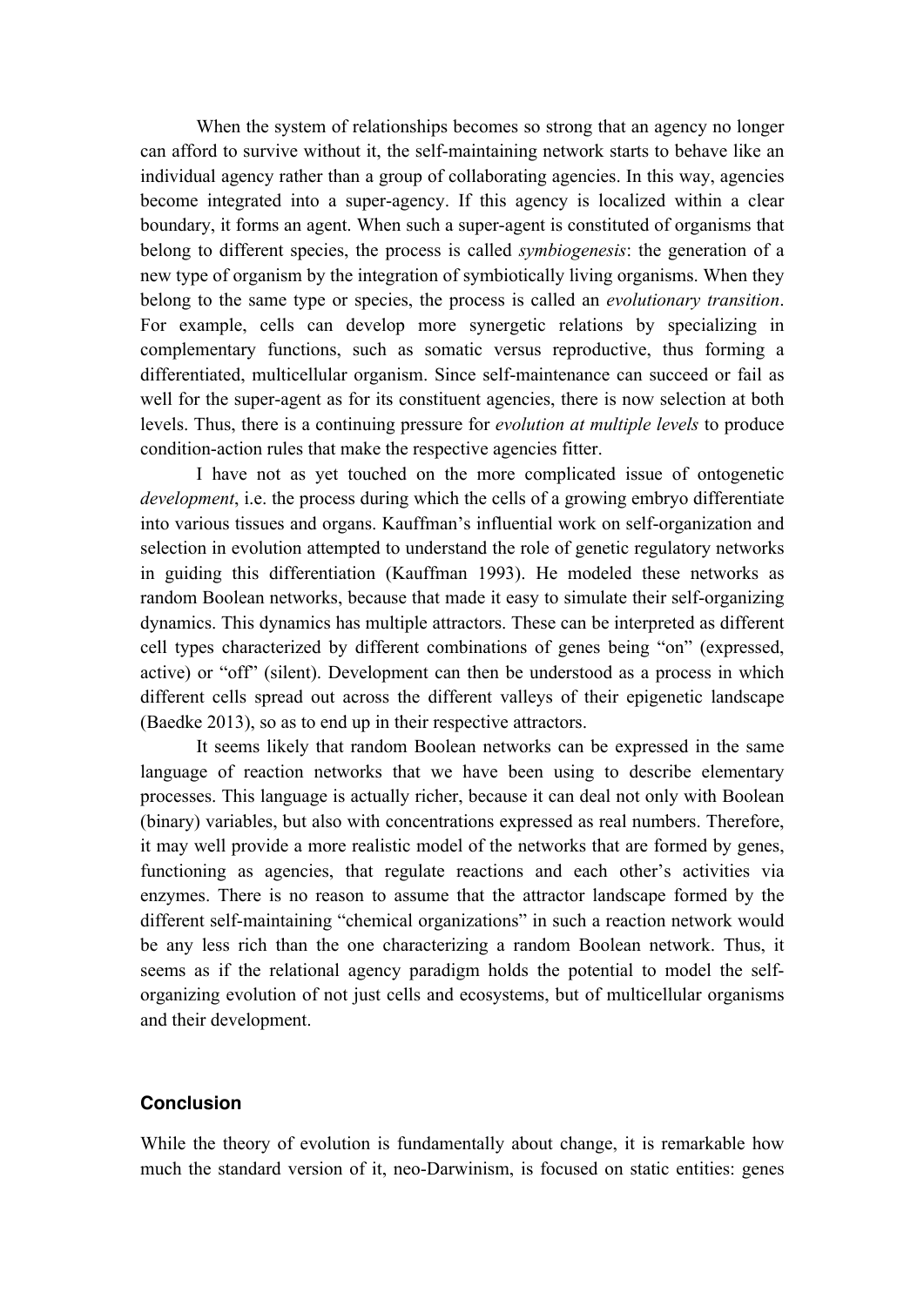When the system of relationships becomes so strong that an agency no longer can afford to survive without it, the self-maintaining network starts to behave like an individual agency rather than a group of collaborating agencies. In this way, agencies become integrated into a super-agency. If this agency is localized within a clear boundary, it forms an agent. When such a super-agent is constituted of organisms that belong to different species, the process is called *symbiogenesis*: the generation of a new type of organism by the integration of symbiotically living organisms. When they belong to the same type or species, the process is called an *evolutionary transition*. For example, cells can develop more synergetic relations by specializing in complementary functions, such as somatic versus reproductive, thus forming a differentiated, multicellular organism. Since self-maintenance can succeed or fail as well for the super-agent as for its constituent agencies, there is now selection at both levels. Thus, there is a continuing pressure for *evolution at multiple levels* to produce condition-action rules that make the respective agencies fitter.

I have not as yet touched on the more complicated issue of ontogenetic *development*, i.e. the process during which the cells of a growing embryo differentiate into various tissues and organs. Kauffman's influential work on self-organization and selection in evolution attempted to understand the role of genetic regulatory networks in guiding this differentiation (Kauffman 1993). He modeled these networks as random Boolean networks, because that made it easy to simulate their self-organizing dynamics. This dynamics has multiple attractors. These can be interpreted as different cell types characterized by different combinations of genes being "on" (expressed, active) or "off" (silent). Development can then be understood as a process in which different cells spread out across the different valleys of their epigenetic landscape (Baedke 2013), so as to end up in their respective attractors.

It seems likely that random Boolean networks can be expressed in the same language of reaction networks that we have been using to describe elementary processes. This language is actually richer, because it can deal not only with Boolean (binary) variables, but also with concentrations expressed as real numbers. Therefore, it may well provide a more realistic model of the networks that are formed by genes, functioning as agencies, that regulate reactions and each other's activities via enzymes. There is no reason to assume that the attractor landscape formed by the different self-maintaining "chemical organizations" in such a reaction network would be any less rich than the one characterizing a random Boolean network. Thus, it seems as if the relational agency paradigm holds the potential to model the self-organizing evolution of not just cells and ecosystems, but of multicellular organisms and their development.

## Conclusion

While the theory of evolution is fundamentally about change, it is remarkable how much the standard version of it, neo-Darwinism, is focused on static entities: genes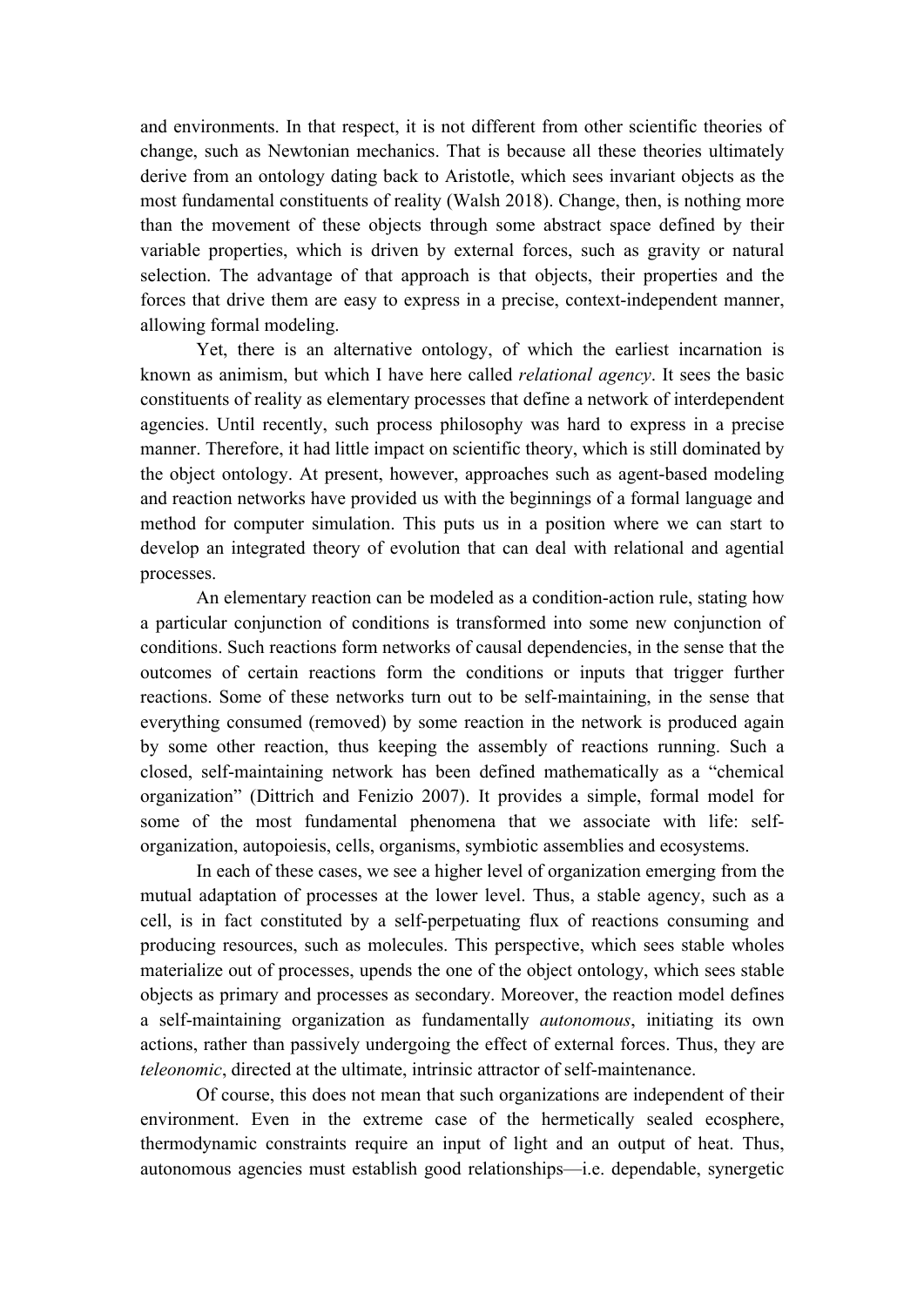and environments. In that respect, it is not different from other scientific theories of change, such as Newtonian mechanics. That is because all these theories ultimately derive from an ontology dating back to Aristotle, which sees invariant objects as the most fundamental constituents of reality (Walsh 2018). Change, then, is nothing more than the movement of these objects through some abstract space defined by their variable properties, which is driven by external forces, such as gravity or natural selection. The advantage of that approach is that objects, their properties and the forces that drive them are easy to express in a precise, context-independent manner, allowing formal modeling.

Yet, there is an alternative ontology, of which the earliest incarnation is known as animism, but which I have here called *relational agency*. It sees the basic constituents of reality as elementary processes that define a network of interdependent agencies. Until recently, such process philosophy was hard to express in a precise manner. Therefore, it had little impact on scientific theory, which is still dominated by the object ontology. At present, however, approaches such as agent-based modeling and reaction networks have provided us with the beginnings of a formal language and method for computer simulation. This puts us in a position where we can start to develop an integrated theory of evolution that can deal with relational and agential processes.

An elementary reaction can be modeled as a condition-action rule, stating how a particular conjunction of conditions is transformed into some new conjunction of conditions. Such reactions form networks of causal dependencies, in the sense that the outcomes of certain reactions form the conditions or inputs that trigger further reactions. Some of these networks turn out to be self-maintaining, in the sense that everything consumed (removed) by some reaction in the network is produced again by some other reaction, thus keeping the assembly of reactions running. Such a closed, self-maintaining network has been defined mathematically as a "chemical organization" (Dittrich and Fenizio 2007). It provides a simple, formal model for some of the most fundamental phenomena that we associate with life: self-organization, autopoiesis, cells, organisms, symbiotic assemblies and ecosystems.

In each of these cases, we see a higher level of organization emerging from the mutual adaptation of processes at the lower level. Thus, a stable agency, such as a cell, is in fact constituted by a self-perpetuating flux of reactions consuming and producing resources, such as molecules. This perspective, which sees stable wholes materialize out of processes, upends the one of the object ontology, which sees stable objects as primary and processes as secondary. Moreover, the reaction model defines a self-maintaining organization as fundamentally *autonomous*, initiating its own actions, rather than passively undergoing the effect of external forces. Thus, they are *teleonomic*, directed at the ultimate, intrinsic attractor of self-maintenance.

Of course, this does not mean that such organizations are independent of their environment. Even in the extreme case of the hermetically sealed ecosphere, thermodynamic constraints require an input of light and an output of heat. Thus, autonomous agencies must establish good relationships—i.e. dependable, synergetic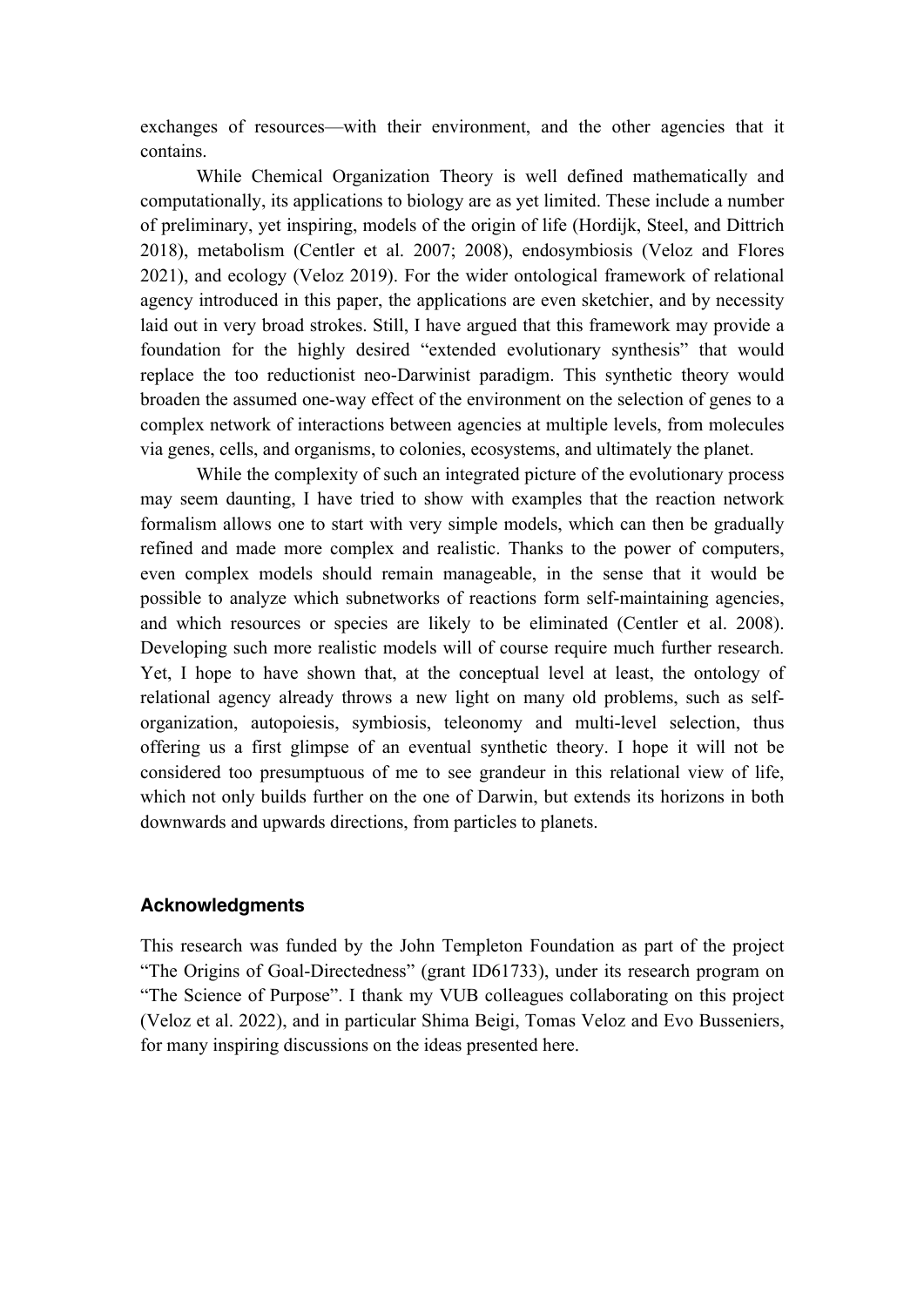exchanges of resources—with their environment, and the other agencies that it contains.

While Chemical Organization Theory is well defined mathematically and computationally, its applications to biology are as yet limited. These include a number of preliminary, yet inspiring, models of the origin of life (Hordijk, Steel, and Dittrich 2018), metabolism (Centler et al. 2007; 2008), endosymbiosis (Veloz and Flores 2021), and ecology (Veloz 2019). For the wider ontological framework of relational agency introduced in this paper, the applications are even sketchier, and by necessity laid out in very broad strokes. Still, I have argued that this framework may provide a foundation for the highly desired "extended evolutionary synthesis" that would replace the too reductionist neo-Darwinist paradigm. This synthetic theory would broaden the assumed one-way effect of the environment on the selection of genes to a complex network of interactions between agencies at multiple levels, from molecules via genes, cells, and organisms, to colonies, ecosystems, and ultimately the planet.

While the complexity of such an integrated picture of the evolutionary process may seem daunting, I have tried to show with examples that the reaction network formalism allows one to start with very simple models, which can then be gradually refined and made more complex and realistic. Thanks to the power of computers, even complex models should remain manageable, in the sense that it would be possible to analyze which subnetworks of reactions form self-maintaining agencies, and which resources or species are likely to be eliminated (Centler et al. 2008). Developing such more realistic models will of course require much further research. Yet, I hope to have shown that, at the conceptual level at least, the ontology of relational agency already throws a new light on many old problems, such as self-organization, autopoiesis, symbiosis, teleonomy and multi-level selection, thus offering us a first glimpse of an eventual synthetic theory. I hope it will not be considered too presumptuous of me to see grandeur in this relational view of life, which not only builds further on the one of Darwin, but extends its horizons in both downwards and upwards directions, from particles to planets.

## Acknowledgments

This research was funded by the John Templeton Foundation as part of the project "The Origins of Goal-Directedness" (grant ID61733), under its research program on "The Science of Purpose". I thank my VUB colleagues collaborating on this project (Veloz et al. 2022), and in particular Shima Beigi, Tomas Veloz and Evo Busseniers, for many inspiring discussions on the ideas presented here.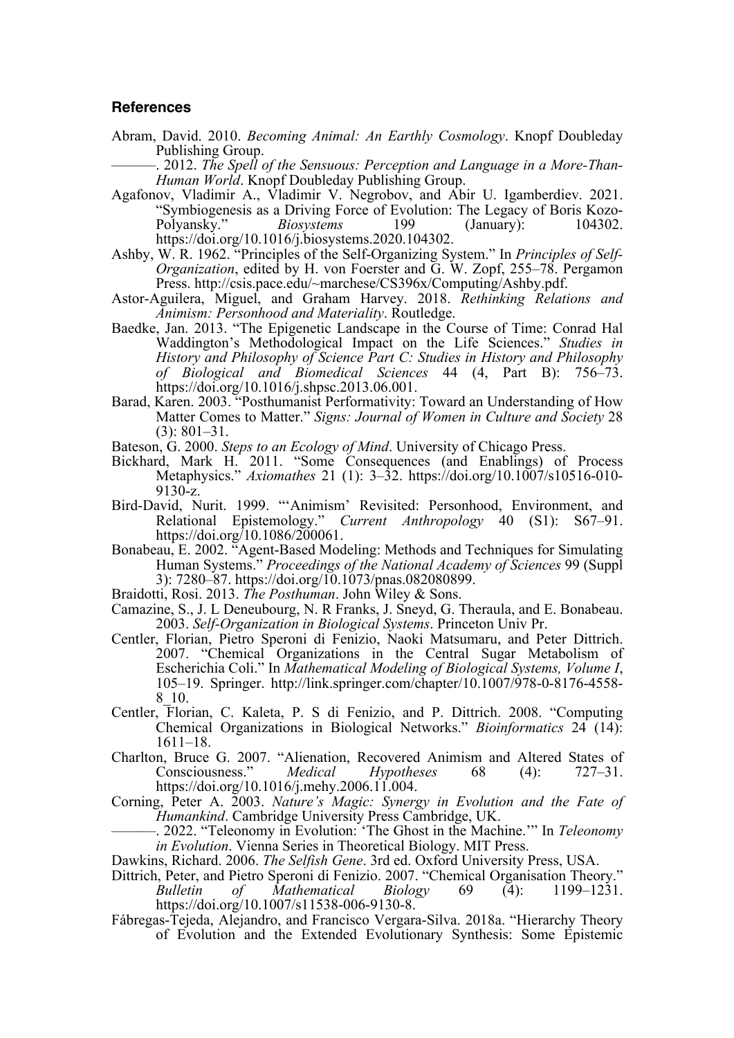### References

Abram, David. 2010. *Becoming Animal: An Earthly Cosmology*. Knopf Doubleday Publishing Group.

———. 2012. *The Spell of the Sensuous: Perception and Language in a More-Than-Human World*. Knopf Doubleday Publishing Group.

Agafonov, Vladimir A., Vladimir V. Negrobov, and Abir U. Igamberdiev. 2021. "Symbiogenesis as a Driving Force of Evolution: The Legacy of Boris Kozo-Polyansky." *Biosystems* 199 (January): 104302. https://doi.org/10.1016/j.biosystems.2020.104302.

Ashby, W. R. 1962. "Principles of the Self-Organizing System." In *Principles of Self-Organization*, edited by H. von Foerster and G. W. Zopf, 255–78. Pergamon Press. http://csis.pace.edu/~marchese/CS396x/Computing/Ashby.pdf.

Astor-Aguilera, Miguel, and Graham Harvey. 2018. *Rethinking Relations and Animism: Personhood and Materiality*. Routledge.

Baedke, Jan. 2013. "The Epigenetic Landscape in the Course of Time: Conrad Hal Waddington's Methodological Impact on the Life Sciences." *Studies in History and Philosophy of Science Part C: Studies in History and Philosophy of Biological and Biomedical Sciences* 44 (4, Part B): 756–73. https://doi.org/10.1016/j.shpsc.2013.06.001.

Barad, Karen. 2003. "Posthumanist Performativity: Toward an Understanding of How Matter Comes to Matter." *Signs: Journal of Women in Culture and Society* 28 (3): 801–31.

Bateson, G. 2000. *Steps to an Ecology of Mind*. University of Chicago Press.

Bickhard, Mark H. 2011. "Some Consequences (and Enablings) of Process Metaphysics." *Axiomathes* 21 (1): 3–32. https://doi.org/10.1007/s10516-010-9130-z.

Bird-David, Nurit. 1999. "'Animism' Revisited: Personhood, Environment, and Relational Epistemology." *Current Anthropology* 40 (S1): S67–91. https://doi.org/10.1086/200061.

Bonabeau, E. 2002. "Agent-Based Modeling: Methods and Techniques for Simulating Human Systems." *Proceedings of the National Academy of Sciences* 99 (Suppl 3): 7280–87. https://doi.org/10.1073/pnas.082080899.

Braidotti, Rosi. 2013. *The Posthuman*. John Wiley & Sons.

Camazine, S., J. L Deneubourg, N. R Franks, J. Sneyd, G. Theraula, and E. Bonabeau. 2003. *Self-Organization in Biological Systems*. Princeton Univ Pr.

Centler, Florian, Pietro Speroni di Fenizio, Naoki Matsumaru, and Peter Dittrich. 2007. "Chemical Organizations in the Central Sugar Metabolism of Escherichia Coli." In *Mathematical Modeling of Biological Systems, Volume I*, 105–19. Springer. http://link.springer.com/chapter/10.1007/978-0-8176-4558-8_10.

Centler, Florian, C. Kaleta, P. S di Fenizio, and P. Dittrich. 2008. "Computing Chemical Organizations in Biological Networks." *Bioinformatics* 24 (14): 1611–18.

Charlton, Bruce G. 2007. "Alienation, Recovered Animism and Altered States of Consciousness." *Medical Hypotheses* 68 (4): 727–31. https://doi.org/10.1016/j.mehy.2006.11.004.

Corning, Peter A. 2003. *Nature's Magic: Synergy in Evolution and the Fate of Humankind*. Cambridge University Press Cambridge, UK.

———. 2022. "Teleonomy in Evolution: 'The Ghost in the Machine.'" In *Teleonomy in Evolution*. Vienna Series in Theoretical Biology. MIT Press.

Dawkins, Richard. 2006. *The Selfish Gene*. 3rd ed. Oxford University Press, USA.

Dittrich, Peter, and Pietro Speroni di Fenizio. 2007. "Chemical Organisation Theory." *Bulletin of Mathematical Biology* 69 (4): 1199–1231. https://doi.org/10.1007/s11538-006-9130-8.

Fábregas-Tejeda, Alejandro, and Francisco Vergara-Silva. 2018a. "Hierarchy Theory of Evolution and the Extended Evolutionary Synthesis: Some Epistemic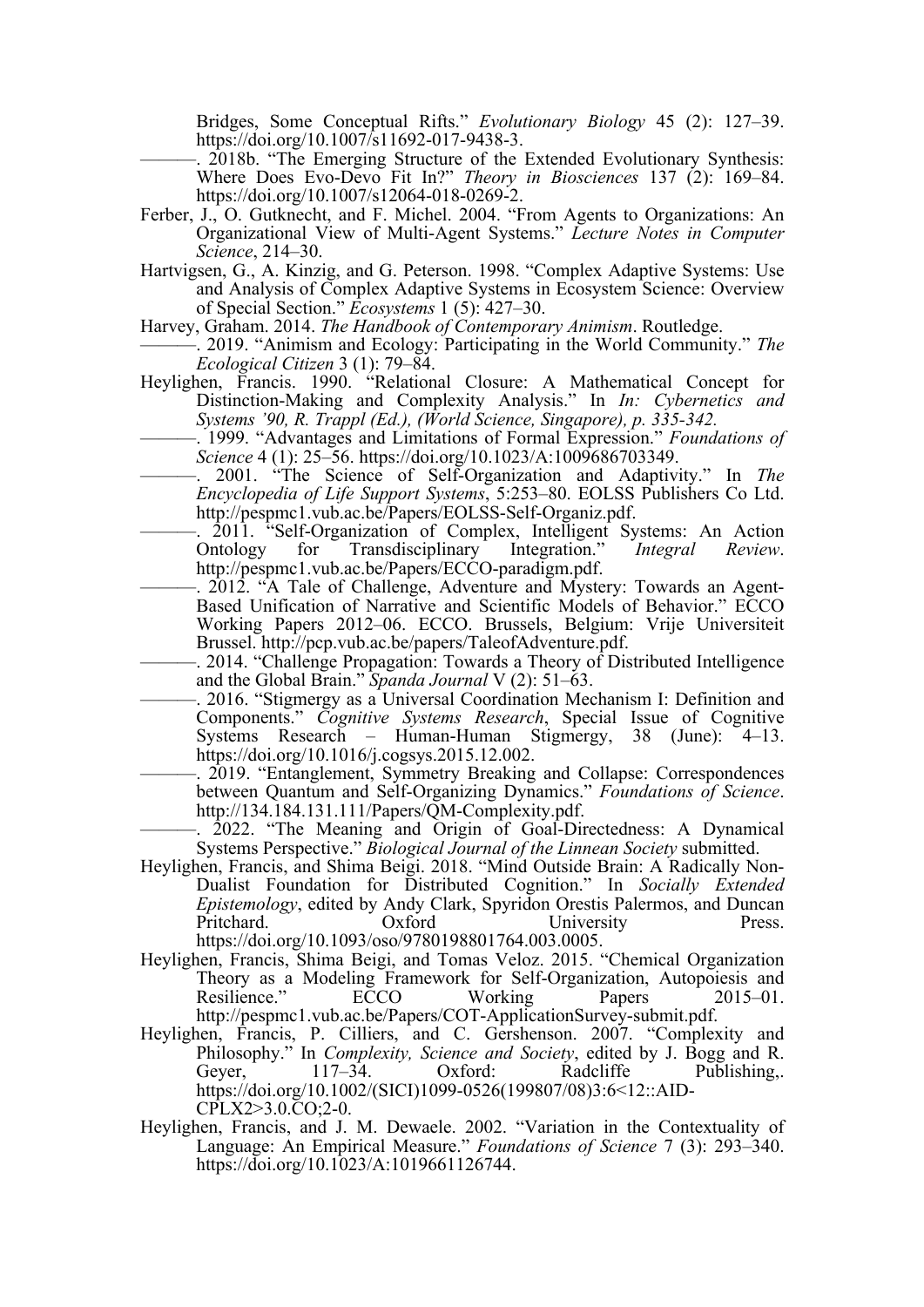Bridges, Some Conceptual Rifts." *Evolutionary Biology* 45 (2): 127–39. https://doi.org/10.1007/s11692-017-9438-3.

———. 2018b. "The Emerging Structure of the Extended Evolutionary Synthesis: Where Does Evo-Devo Fit In?" *Theory in Biosciences* 137 (2): 169–84. https://doi.org/10.1007/s12064-018-0269-2.

Ferber, J., O. Gutknecht, and F. Michel. 2004. "From Agents to Organizations: An Organizational View of Multi-Agent Systems." *Lecture Notes in Computer Science*, 214–30.

Hartvigsen, G., A. Kinzig, and G. Peterson. 1998. "Complex Adaptive Systems: Use and Analysis of Complex Adaptive Systems in Ecosystem Science: Overview of Special Section." *Ecosystems* 1 (5): 427–30.

Harvey, Graham. 2014. *The Handbook of Contemporary Animism*. Routledge.

———. 2019. "Animism and Ecology: Participating in the World Community." *The Ecological Citizen* 3 (1): 79–84.

Heylighen, Francis. 1990. "Relational Closure: A Mathematical Concept for Distinction-Making and Complexity Analysis." In *In: Cybernetics and Systems '90, R. Trappl (Ed.), (World Science, Singapore), p. 335-342.*

———. 1999. "Advantages and Limitations of Formal Expression." *Foundations of Science* 4 (1): 25–56. https://doi.org/10.1023/A:1009686703349.

———. 2001. "The Science of Self-Organization and Adaptivity." In *The Encyclopedia of Life Support Systems*, 5:253–80. EOLSS Publishers Co Ltd. http://pespmc1.vub.ac.be/Papers/EOLSS-Self-Organiz.pdf.

———. 2011. "Self-Organization of Complex, Intelligent Systems: An Action Ontology for Transdisciplinary Integration." *Integral Review*. http://pespmc1.vub.ac.be/Papers/ECCO-paradigm.pdf.

———. 2012. "A Tale of Challenge, Adventure and Mystery: Towards an Agent-Based Unification of Narrative and Scientific Models of Behavior." ECCO Working Papers 2012–06. ECCO. Brussels, Belgium: Vrije Universiteit Brussel. http://pcp.vub.ac.be/papers/TaleofAdventure.pdf.

———. 2014. "Challenge Propagation: Towards a Theory of Distributed Intelligence and the Global Brain." *Spanda Journal* V (2): 51–63.

———. 2016. "Stigmergy as a Universal Coordination Mechanism I: Definition and Components." *Cognitive Systems Research*, Special Issue of Cognitive Systems Research – Human-Human Stigmergy, 38 (June): 4–13. https://doi.org/10.1016/j.cogsys.2015.12.002.

———. 2019. "Entanglement, Symmetry Breaking and Collapse: Correspondences between Quantum and Self-Organizing Dynamics." *Foundations of Science*. http://134.184.131.111/Papers/QM-Complexity.pdf.

———. 2022. "The Meaning and Origin of Goal-Directedness: A Dynamical Systems Perspective." *Biological Journal of the Linnean Society* submitted.

Heylighen, Francis, and Shima Beigi. 2018. "Mind Outside Brain: A Radically Non-Dualist Foundation for Distributed Cognition." In *Socially Extended Epistemology*, edited by Andy Clark, Spyridon Orestis Palermos, and Duncan Pritchard. Oxford University Press. https://doi.org/10.1093/oso/9780198801764.003.0005.

Heylighen, Francis, Shima Beigi, and Tomas Veloz. 2015. "Chemical Organization Theory as a Modeling Framework for Self-Organization, Autopoiesis and Resilience." ECCO Working Papers 2015–01. http://pespmc1.vub.ac.be/Papers/COT-ApplicationSurvey-submit.pdf.

Heylighen, Francis, P. Cilliers, and C. Gershenson. 2007. "Complexity and Philosophy." In *Complexity, Science and Society*, edited by J. Bogg and R. Geyer, 117–34. Oxford: Radcliffe Publishing,. https://doi.org/10.1002/(SICI)1099-0526(199807/08)3:6<12::AID-CPLX2>3.0.CO;2-0.

Heylighen, Francis, and J. M. Dewaele. 2002. "Variation in the Contextuality of Language: An Empirical Measure." *Foundations of Science* 7 (3): 293–340. https://doi.org/10.1023/A:1019661126744.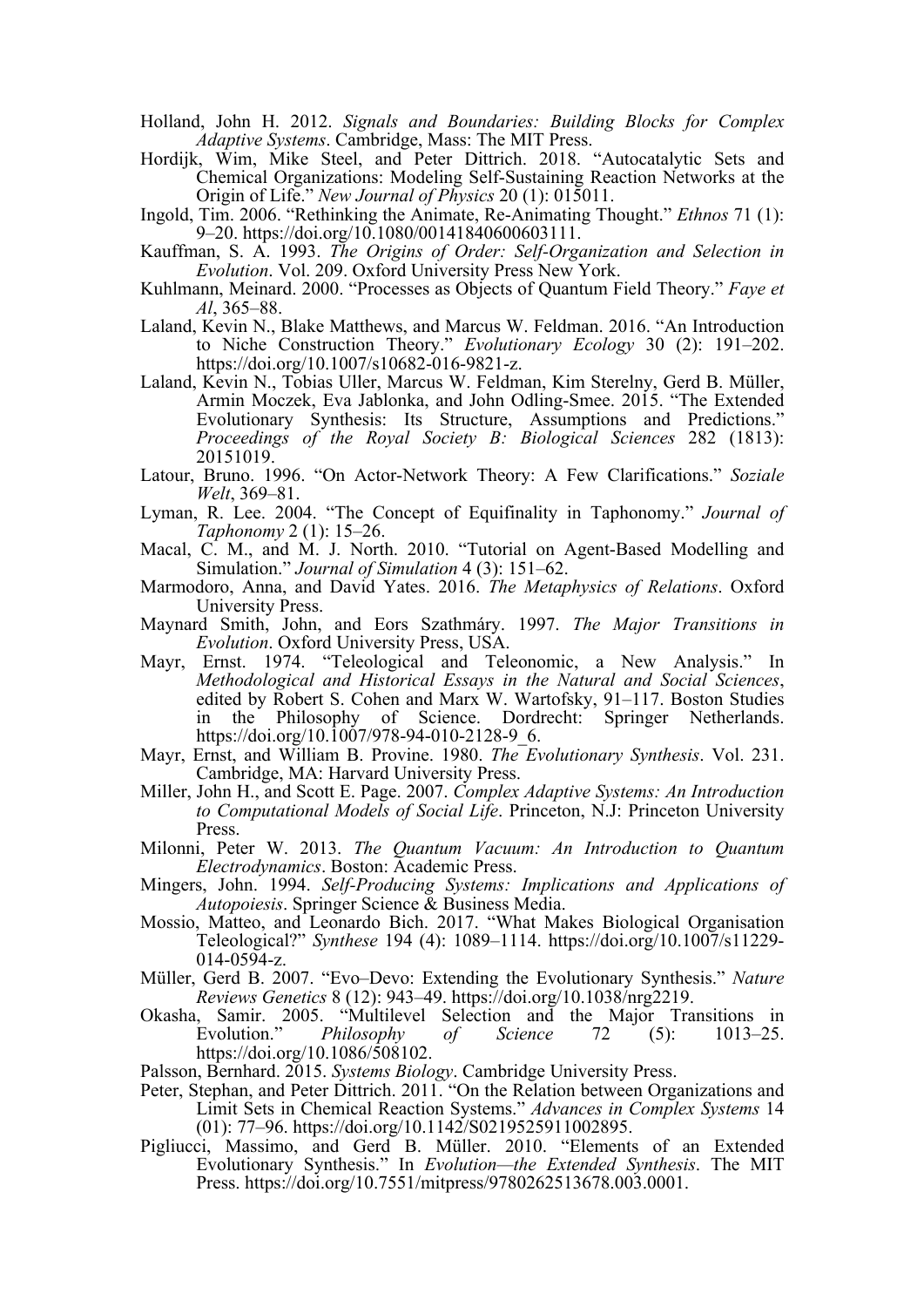Holland, John H. 2012. *Signals and Boundaries: Building Blocks for Complex Adaptive Systems*. Cambridge, Mass: The MIT Press.

Hordijk, Wim, Mike Steel, and Peter Dittrich. 2018. "Autocatalytic Sets and Chemical Organizations: Modeling Self-Sustaining Reaction Networks at the Origin of Life." *New Journal of Physics* 20 (1): 015011.

Ingold, Tim. 2006. "Rethinking the Animate, Re-Animating Thought." *Ethnos* 71 (1): 9–20. https://doi.org/10.1080/00141840600603111.

Kauffman, S. A. 1993. *The Origins of Order: Self-Organization and Selection in Evolution*. Vol. 209. Oxford University Press New York.

Kuhlmann, Meinard. 2000. "Processes as Objects of Quantum Field Theory." *Faye et Al*, 365–88.

Laland, Kevin N., Blake Matthews, and Marcus W. Feldman. 2016. "An Introduction to Niche Construction Theory." *Evolutionary Ecology* 30 (2): 191–202. https://doi.org/10.1007/s10682-016-9821-z.

Laland, Kevin N., Tobias Uller, Marcus W. Feldman, Kim Sterelny, Gerd B. Müller, Armin Moczek, Eva Jablonka, and John Odling-Smee. 2015. "The Extended Evolutionary Synthesis: Its Structure, Assumptions and Predictions." *Proceedings of the Royal Society B: Biological Sciences* 282 (1813): 20151019.

Latour, Bruno. 1996. "On Actor-Network Theory: A Few Clarifications." *Soziale Welt*, 369–81.

Lyman, R. Lee. 2004. "The Concept of Equifinality in Taphonomy." *Journal of Taphonomy* 2 (1): 15–26.

Macal, C. M., and M. J. North. 2010. "Tutorial on Agent-Based Modelling and Simulation." *Journal of Simulation* 4 (3): 151–62.

Marmodoro, Anna, and David Yates. 2016. *The Metaphysics of Relations*. Oxford University Press.

Maynard Smith, John, and Eors Szathmáry. 1997. *The Major Transitions in Evolution*. Oxford University Press, USA.

Mayr, Ernst. 1974. "Teleological and Teleonomic, a New Analysis." In *Methodological and Historical Essays in the Natural and Social Sciences*, edited by Robert S. Cohen and Marx W. Wartofsky, 91–117. Boston Studies in the Philosophy of Science. Dordrecht: Springer Netherlands. https://doi.org/10.1007/978-94-010-2128-9_6.

Mayr, Ernst, and William B. Provine. 1980. *The Evolutionary Synthesis*. Vol. 231. Cambridge, MA: Harvard University Press.

Miller, John H., and Scott E. Page. 2007. *Complex Adaptive Systems: An Introduction to Computational Models of Social Life*. Princeton, N.J: Princeton University Press.

Milonni, Peter W. 2013. *The Quantum Vacuum: An Introduction to Quantum Electrodynamics*. Boston: Academic Press.

Mingers, John. 1994. *Self-Producing Systems: Implications and Applications of Autopoiesis*. Springer Science & Business Media.

Mossio, Matteo, and Leonardo Bich. 2017. "What Makes Biological Organisation Teleological?" *Synthese* 194 (4): 1089–1114. https://doi.org/10.1007/s11229-014-0594-z.

Müller, Gerd B. 2007. "Evo–Devo: Extending the Evolutionary Synthesis." *Nature Reviews Genetics* 8 (12): 943–49. https://doi.org/10.1038/nrg2219.

Okasha, Samir. 2005. "Multilevel Selection and the Major Transitions in Evolution." *Philosophy of Science* 72 (5): 1013–25. https://doi.org/10.1086/508102.

Palsson, Bernhard. 2015. *Systems Biology*. Cambridge University Press.

Peter, Stephan, and Peter Dittrich. 2011. "On the Relation between Organizations and Limit Sets in Chemical Reaction Systems." *Advances in Complex Systems* 14 (01): 77–96. https://doi.org/10.1142/S0219525911002895.

Pigliucci, Massimo, and Gerd B. Müller. 2010. "Elements of an Extended Evolutionary Synthesis." In *Evolution—the Extended Synthesis*. The MIT Press. https://doi.org/10.7551/mitpress/9780262513678.003.0001.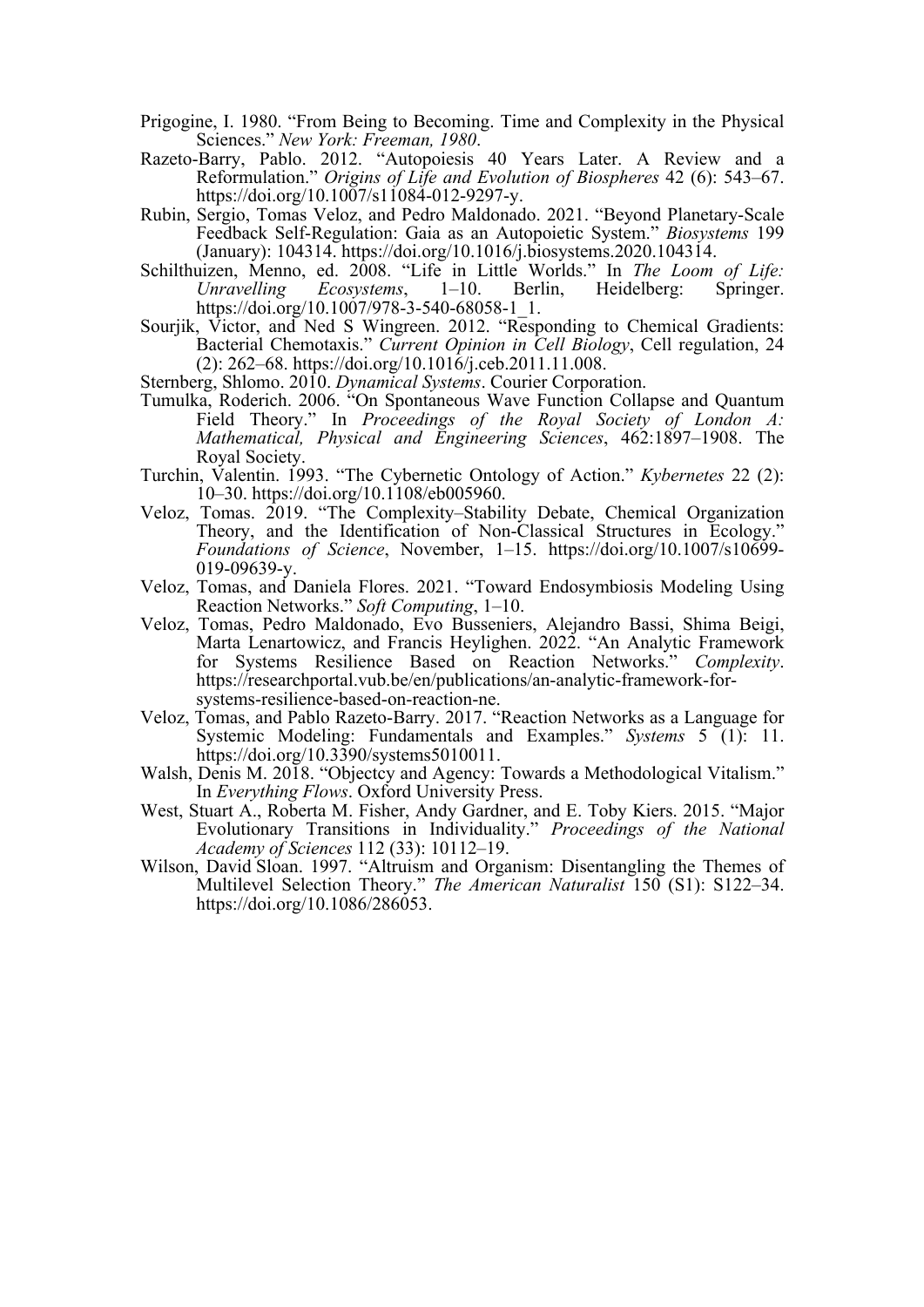Prigogine, I. 1980. "From Being to Becoming. Time and Complexity in the Physical Sciences." *New York: Freeman, 1980*.

Razeto-Barry, Pablo. 2012. "Autopoiesis 40 Years Later. A Review and a Reformulation." *Origins of Life and Evolution of Biospheres* 42 (6): 543–67. https://doi.org/10.1007/s11084-012-9297-y.

Rubin, Sergio, Tomas Veloz, and Pedro Maldonado. 2021. "Beyond Planetary-Scale Feedback Self-Regulation: Gaia as an Autopoietic System." *Biosystems* 199 (January): 104314. https://doi.org/10.1016/j.biosystems.2020.104314.

Schilthuizen, Menno, ed. 2008. "Life in Little Worlds." In *The Loom of Life: Unravelling Ecosystems*, 1–10. Berlin, Heidelberg: Springer. https://doi.org/10.1007/978-3-540-68058-1_1.

Sourjik, Victor, and Ned S Wingreen. 2012. "Responding to Chemical Gradients: Bacterial Chemotaxis." *Current Opinion in Cell Biology*, Cell regulation, 24 (2): 262–68. https://doi.org/10.1016/j.ceb.2011.11.008.

Sternberg, Shlomo. 2010. *Dynamical Systems*. Courier Corporation.

Tumulka, Roderich. 2006. "On Spontaneous Wave Function Collapse and Quantum Field Theory." In *Proceedings of the Royal Society of London A: Mathematical, Physical and Engineering Sciences*, 462:1897–1908. The Royal Society.

Turchin, Valentin. 1993. "The Cybernetic Ontology of Action." *Kybernetes* 22 (2): 10–30. https://doi.org/10.1108/eb005960.

Veloz, Tomas. 2019. "The Complexity–Stability Debate, Chemical Organization Theory, and the Identification of Non-Classical Structures in Ecology." *Foundations of Science*, November, 1–15. https://doi.org/10.1007/s10699-019-09639-y.

Veloz, Tomas, and Daniela Flores. 2021. "Toward Endosymbiosis Modeling Using Reaction Networks." *Soft Computing*, 1–10.

Veloz, Tomas, Pedro Maldonado, Evo Busseniers, Alejandro Bassi, Shima Beigi, Marta Lenartowicz, and Francis Heylighen. 2022. "An Analytic Framework for Systems Resilience Based on Reaction Networks." *Complexity*. https://researchportal.vub.be/en/publications/an-analytic-framework-for-systems-resilience-based-on-reaction-ne.

Veloz, Tomas, and Pablo Razeto-Barry. 2017. "Reaction Networks as a Language for Systemic Modeling: Fundamentals and Examples." *Systems* 5 (1): 11. https://doi.org/10.3390/systems5010011.

Walsh, Denis M. 2018. "Objectcy and Agency: Towards a Methodological Vitalism." In *Everything Flows*. Oxford University Press.

West, Stuart A., Roberta M. Fisher, Andy Gardner, and E. Toby Kiers. 2015. "Major Evolutionary Transitions in Individuality." *Proceedings of the National Academy of Sciences* 112 (33): 10112–19.

Wilson, David Sloan. 1997. "Altruism and Organism: Disentangling the Themes of Multilevel Selection Theory." *The American Naturalist* 150 (S1): S122–34. https://doi.org/10.1086/286053.